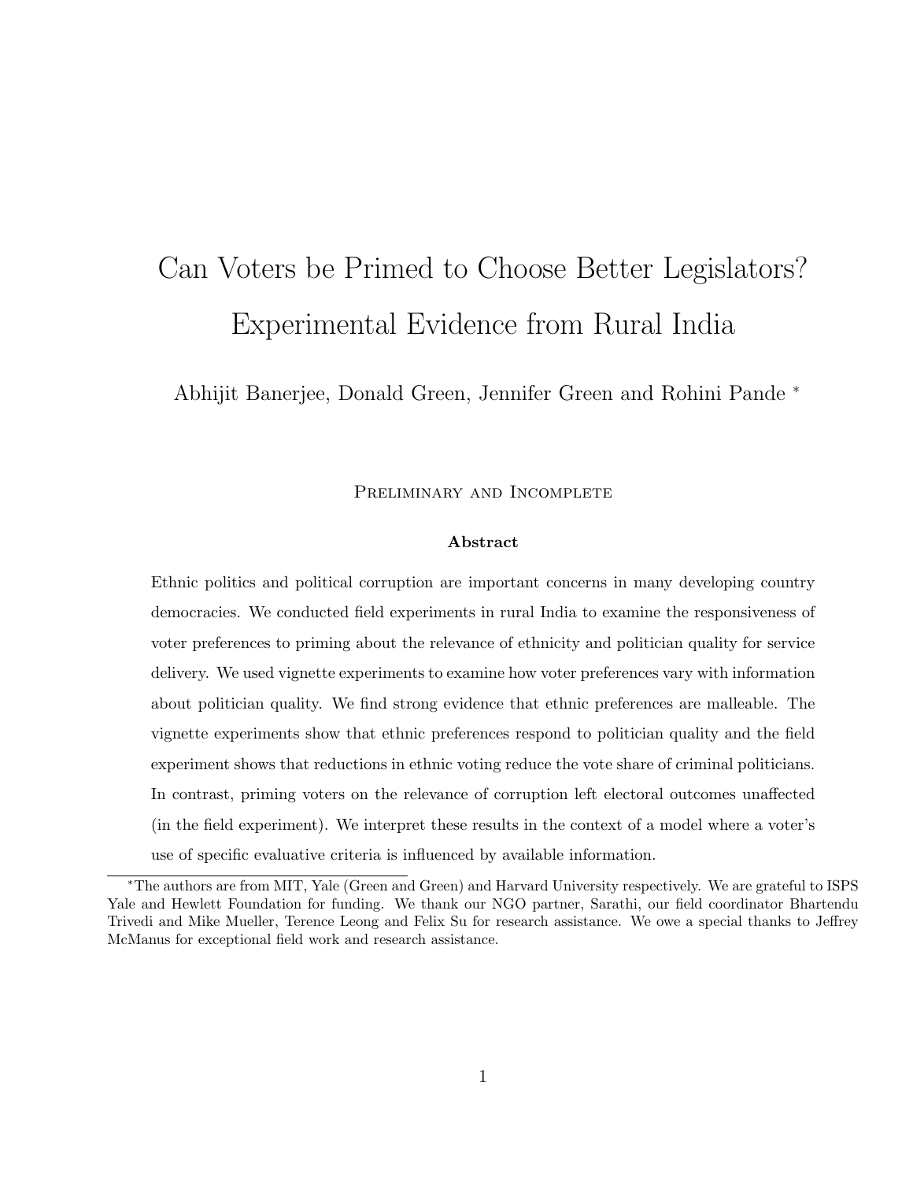# Can Voters be Primed to Choose Better Legislators? Experimental Evidence from Rural India

Abhijit Banerjee, Donald Green, Jennifer Green and Rohini Pande *

PRELIMINARY AND INCOMPLETE

### Abstract

Ethnic politics and political corruption are important concerns in many developing country democracies. We conducted field experiments in rural India to examine the responsiveness of voter preferences to priming about the relevance of ethnicity and politician quality for service delivery. We used vignette experiments to examine how voter preferences vary with information about politician quality. We find strong evidence that ethnic preferences are malleable. The vignette experiments show that ethnic preferences respond to politician quality and the field experiment shows that reductions in ethnic voting reduce the vote share of criminal politicians. In contrast, priming voters on the relevance of corruption left electoral outcomes unaffected (in the field experiment). We interpret these results in the context of a model where a voter's use of specific evaluative criteria is influenced by available information.

---

*The authors are from MIT, Yale (Green and Green) and Harvard University respectively. We are grateful to ISPS Yale and Hewlett Foundation for funding. We thank our NGO partner, Sarathi, our field coordinator Bhartendu Trivedi and Mike Mueller, Terence Leong and Felix Su for research assistance. We owe a special thanks to Jeffrey McManus for exceptional field work and research assistance.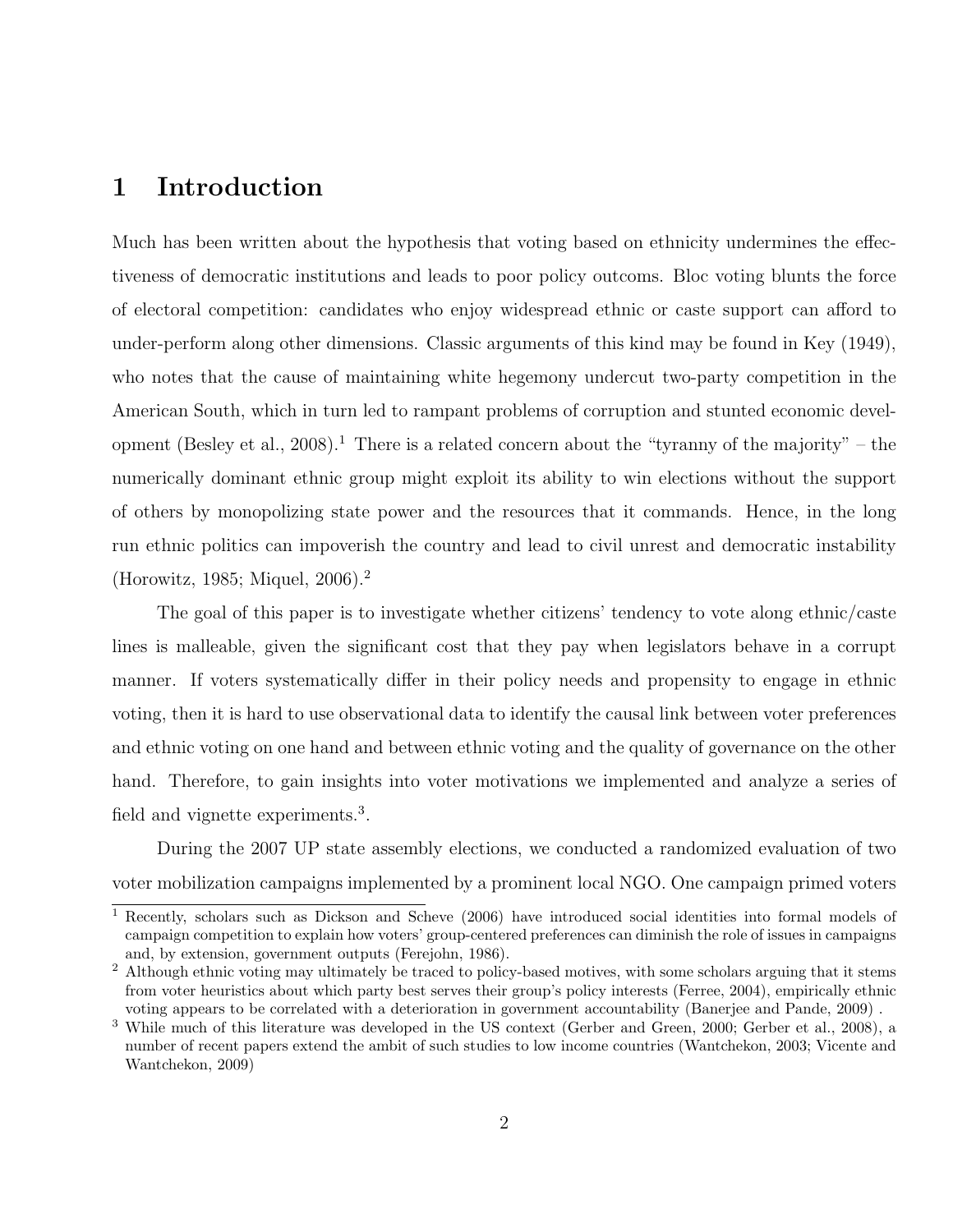# 1 Introduction

Much has been written about the hypothesis that voting based on ethnicity undermines the effectiveness of democratic institutions and leads to poor policy outcoms. Bloc voting blunts the force of electoral competition: candidates who enjoy widespread ethnic or caste support can afford to under-perform along other dimensions. Classic arguments of this kind may be found in Key (1949), who notes that the cause of maintaining white hegemony undercut two-party competition in the American South, which in turn led to rampant problems of corruption and stunted economic development (Besley et al., 2008).[1] There is a related concern about the "tyranny of the majority" – the numerically dominant ethnic group might exploit its ability to win elections without the support of others by monopolizing state power and the resources that it commands. Hence, in the long run ethnic politics can impoverish the country and lead to civil unrest and democratic instability (Horowitz, 1985; Miquel, 2006).[2]

The goal of this paper is to investigate whether citizens' tendency to vote along ethnic/caste lines is malleable, given the significant cost that they pay when legislators behave in a corrupt manner. If voters systematically differ in their policy needs and propensity to engage in ethnic voting, then it is hard to use observational data to identify the causal link between voter preferences and ethnic voting on one hand and between ethnic voting and the quality of governance on the other hand. Therefore, to gain insights into voter motivations we implemented and analyze a series of field and vignette experiments.[3].

During the 2007 UP state assembly elections, we conducted a randomized evaluation of two voter mobilization campaigns implemented by a prominent local NGO. One campaign primed voters

[1] Recently, scholars such as Dickson and Scheve (2006) have introduced social identities into formal models of campaign competition to explain how voters' group-centered preferences can diminish the role of issues in campaigns and, by extension, government outputs (Ferejohn, 1986).

[2] Although ethnic voting may ultimately be traced to policy-based motives, with some scholars arguing that it stems from voter heuristics about which party best serves their group's policy interests (Ferree, 2004), empirically ethnic voting appears to be correlated with a deterioration in government accountability (Banerjee and Pande, 2009) .

[3] While much of this literature was developed in the US context (Gerber and Green, 2000; Gerber et al., 2008), a number of recent papers extend the ambit of such studies to low income countries (Wantchekon, 2003; Vicente and Wantchekon, 2009)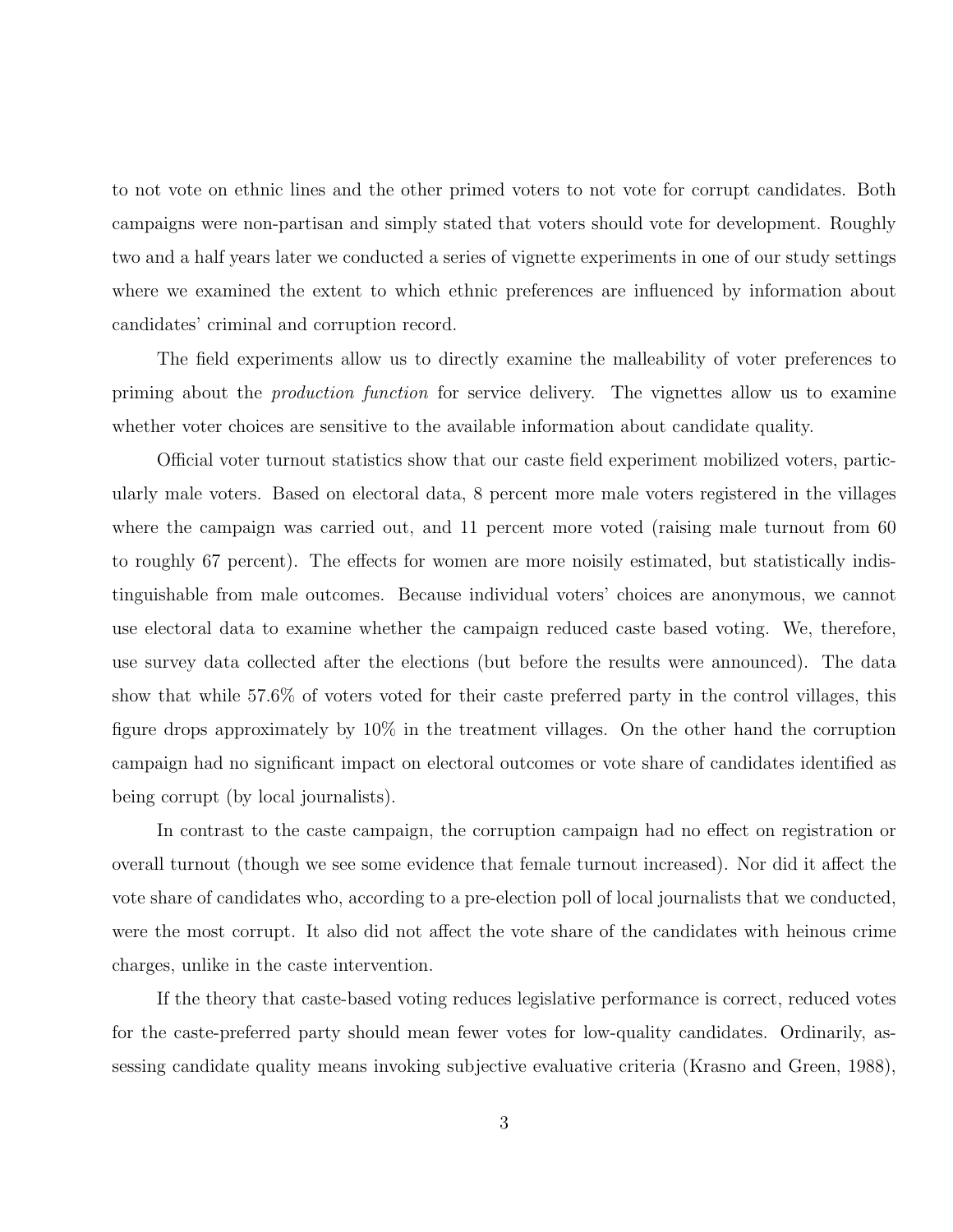to not vote on ethnic lines and the other primed voters to not vote for corrupt candidates. Both campaigns were non-partisan and simply stated that voters should vote for development. Roughly two and a half years later we conducted a series of vignette experiments in one of our study settings where we examined the extent to which ethnic preferences are influenced by information about candidates' criminal and corruption record.

The field experiments allow us to directly examine the malleability of voter preferences to priming about the *production function* for service delivery. The vignettes allow us to examine whether voter choices are sensitive to the available information about candidate quality.

Official voter turnout statistics show that our caste field experiment mobilized voters, particularly male voters. Based on electoral data, 8 percent more male voters registered in the villages where the campaign was carried out, and 11 percent more voted (raising male turnout from 60 to roughly 67 percent). The effects for women are more noisily estimated, but statistically indistinguishable from male outcomes. Because individual voters' choices are anonymous, we cannot use electoral data to examine whether the campaign reduced caste based voting. We, therefore, use survey data collected after the elections (but before the results were announced). The data show that while 57.6% of voters voted for their caste preferred party in the control villages, this figure drops approximately by 10% in the treatment villages. On the other hand the corruption campaign had no significant impact on electoral outcomes or vote share of candidates identified as being corrupt (by local journalists).

In contrast to the caste campaign, the corruption campaign had no effect on registration or overall turnout (though we see some evidence that female turnout increased). Nor did it affect the vote share of candidates who, according to a pre-election poll of local journalists that we conducted, were the most corrupt. It also did not affect the vote share of the candidates with heinous crime charges, unlike in the caste intervention.

If the theory that caste-based voting reduces legislative performance is correct, reduced votes for the caste-preferred party should mean fewer votes for low-quality candidates. Ordinarily, assessing candidate quality means invoking subjective evaluative criteria (Krasno and Green, 1988),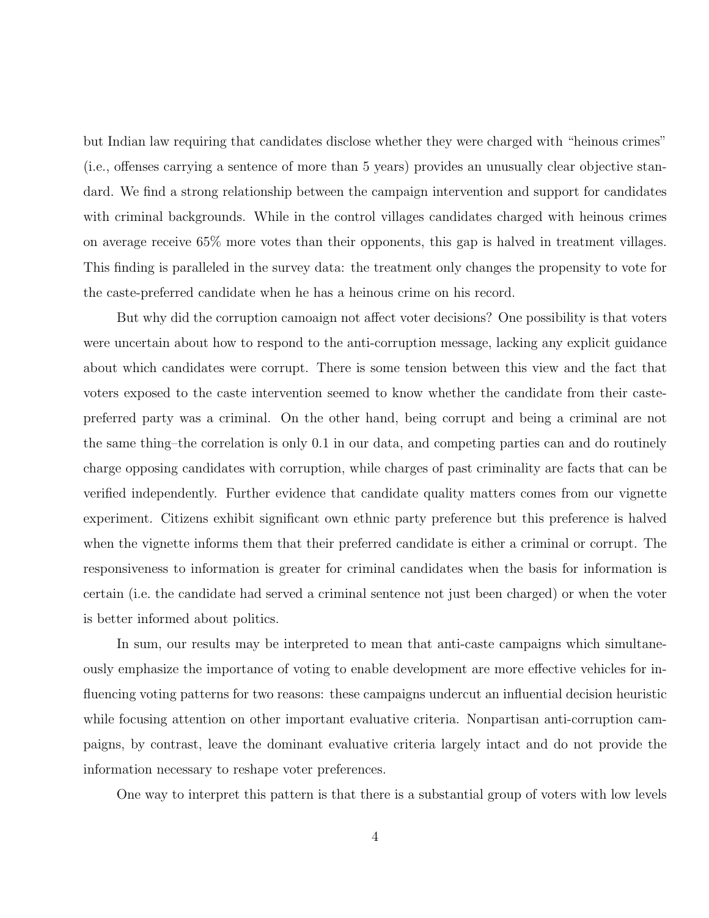but Indian law requiring that candidates disclose whether they were charged with "heinous crimes" (i.e., offenses carrying a sentence of more than 5 years) provides an unusually clear objective standard. We find a strong relationship between the campaign intervention and support for candidates with criminal backgrounds. While in the control villages candidates charged with heinous crimes on average receive 65% more votes than their opponents, this gap is halved in treatment villages. This finding is paralleled in the survey data: the treatment only changes the propensity to vote for the caste-preferred candidate when he has a heinous crime on his record.

But why did the corruption camoaign not affect voter decisions? One possibility is that voters were uncertain about how to respond to the anti-corruption message, lacking any explicit guidance about which candidates were corrupt. There is some tension between this view and the fact that voters exposed to the caste intervention seemed to know whether the candidate from their caste-preferred party was a criminal. On the other hand, being corrupt and being a criminal are not the same thing–the correlation is only 0.1 in our data, and competing parties can and do routinely charge opposing candidates with corruption, while charges of past criminality are facts that can be verified independently. Further evidence that candidate quality matters comes from our vignette experiment. Citizens exhibit significant own ethnic party preference but this preference is halved when the vignette informs them that their preferred candidate is either a criminal or corrupt. The responsiveness to information is greater for criminal candidates when the basis for information is certain (i.e. the candidate had served a criminal sentence not just been charged) or when the voter is better informed about politics.

In sum, our results may be interpreted to mean that anti-caste campaigns which simultaneously emphasize the importance of voting to enable development are more effective vehicles for influencing voting patterns for two reasons: these campaigns undercut an influential decision heuristic while focusing attention on other important evaluative criteria. Nonpartisan anti-corruption campaigns, by contrast, leave the dominant evaluative criteria largely intact and do not provide the information necessary to reshape voter preferences.

One way to interpret this pattern is that there is a substantial group of voters with low levels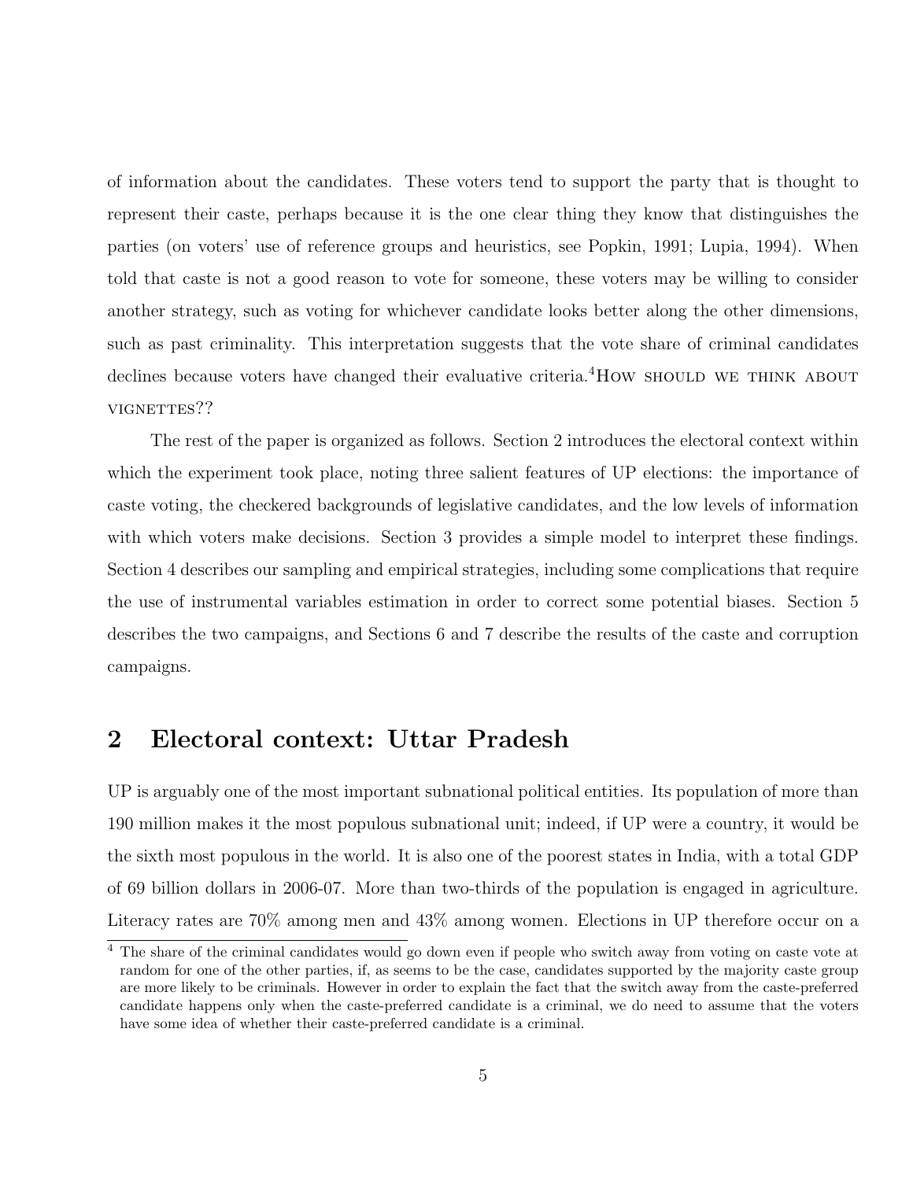of information about the candidates. These voters tend to support the party that is thought to represent their caste, perhaps because it is the one clear thing they know that distinguishes the parties (on voters' use of reference groups and heuristics, see Popkin, 1991; Lupia, 1994). When told that caste is not a good reason to vote for someone, these voters may be willing to consider another strategy, such as voting for whichever candidate looks better along the other dimensions, such as past criminality. This interpretation suggests that the vote share of criminal candidates declines because voters have changed their evaluative criteria.[4]HOW SHOULD WE THINK ABOUT VIGNETTES??

The rest of the paper is organized as follows. Section 2 introduces the electoral context within which the experiment took place, noting three salient features of UP elections: the importance of caste voting, the checkered backgrounds of legislative candidates, and the low levels of information with which voters make decisions. Section 3 provides a simple model to interpret these findings. Section 4 describes our sampling and empirical strategies, including some complications that require the use of instrumental variables estimation in order to correct some potential biases. Section 5 describes the two campaigns, and Sections 6 and 7 describe the results of the caste and corruption campaigns.

## 2 Electoral context: Uttar Pradesh

UP is arguably one of the most important subnational political entities. Its population of more than 190 million makes it the most populous subnational unit; indeed, if UP were a country, it would be the sixth most populous in the world. It is also one of the poorest states in India, with a total GDP of 69 billion dollars in 2006-07. More than two-thirds of the population is engaged in agriculture. Literacy rates are 70% among men and 43% among women. Elections in UP therefore occur on a

[4] The share of the criminal candidates would go down even if people who switch away from voting on caste vote at random for one of the other parties, if, as seems to be the case, candidates supported by the majority caste group are more likely to be criminals. However in order to explain the fact that the switch away from the caste-preferred candidate happens only when the caste-preferred candidate is a criminal, we do need to assume that the voters have some idea of whether their caste-preferred candidate is a criminal.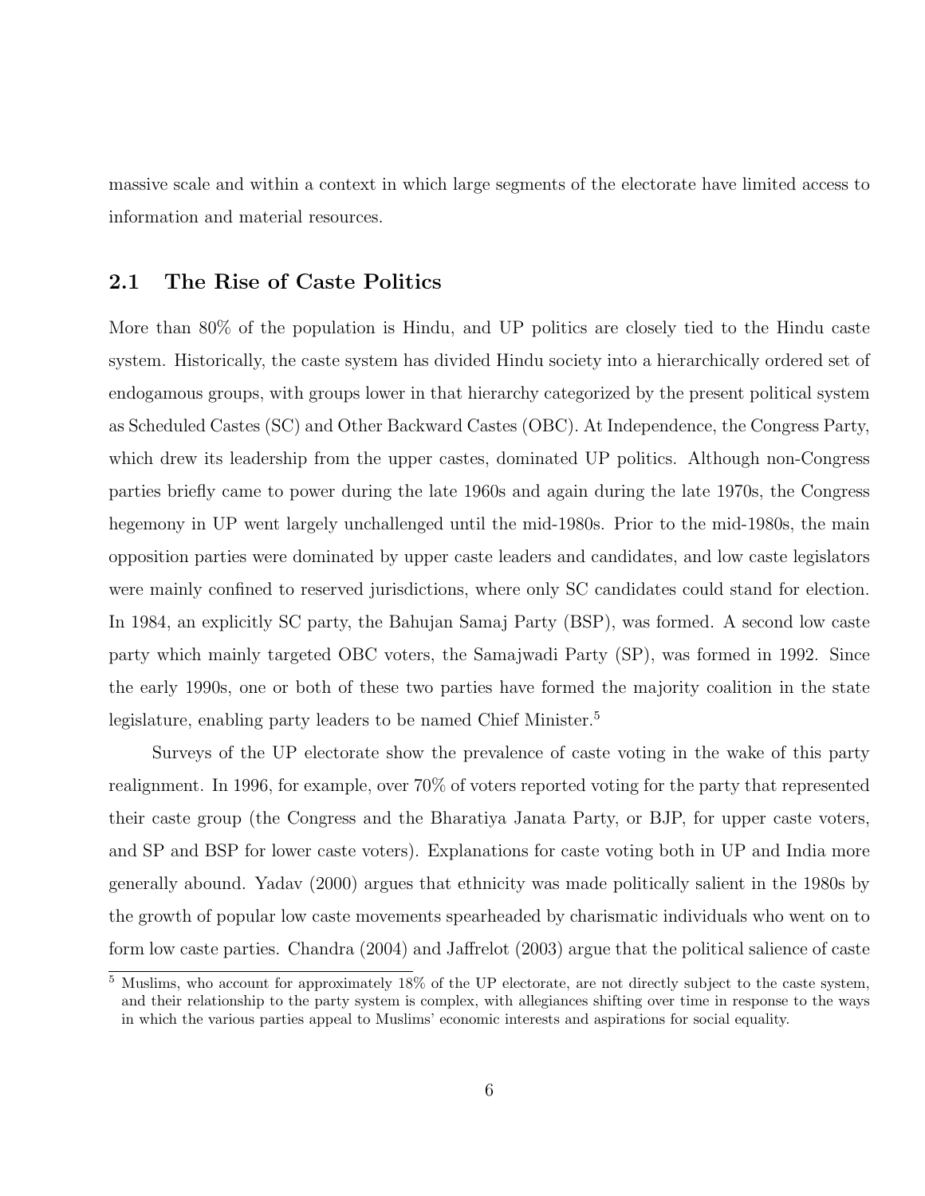massive scale and within a context in which large segments of the electorate have limited access to information and material resources.

## 2.1 The Rise of Caste Politics

More than 80% of the population is Hindu, and UP politics are closely tied to the Hindu caste system. Historically, the caste system has divided Hindu society into a hierarchically ordered set of endogamous groups, with groups lower in that hierarchy categorized by the present political system as Scheduled Castes (SC) and Other Backward Castes (OBC). At Independence, the Congress Party, which drew its leadership from the upper castes, dominated UP politics. Although non-Congress parties briefly came to power during the late 1960s and again during the late 1970s, the Congress hegemony in UP went largely unchallenged until the mid-1980s. Prior to the mid-1980s, the main opposition parties were dominated by upper caste leaders and candidates, and low caste legislators were mainly confined to reserved jurisdictions, where only SC candidates could stand for election. In 1984, an explicitly SC party, the Bahujan Samaj Party (BSP), was formed. A second low caste party which mainly targeted OBC voters, the Samajwadi Party (SP), was formed in 1992. Since the early 1990s, one or both of these two parties have formed the majority coalition in the state legislature, enabling party leaders to be named Chief Minister.[5]

Surveys of the UP electorate show the prevalence of caste voting in the wake of this party realignment. In 1996, for example, over 70% of voters reported voting for the party that represented their caste group (the Congress and the Bharatiya Janata Party, or BJP, for upper caste voters, and SP and BSP for lower caste voters). Explanations for caste voting both in UP and India more generally abound. Yadav (2000) argues that ethnicity was made politically salient in the 1980s by the growth of popular low caste movements spearheaded by charismatic individuals who went on to form low caste parties. Chandra (2004) and Jaffrelot (2003) argue that the political salience of caste

[5] Muslims, who account for approximately 18% of the UP electorate, are not directly subject to the caste system, and their relationship to the party system is complex, with allegiances shifting over time in response to the ways in which the various parties appeal to Muslims' economic interests and aspirations for social equality.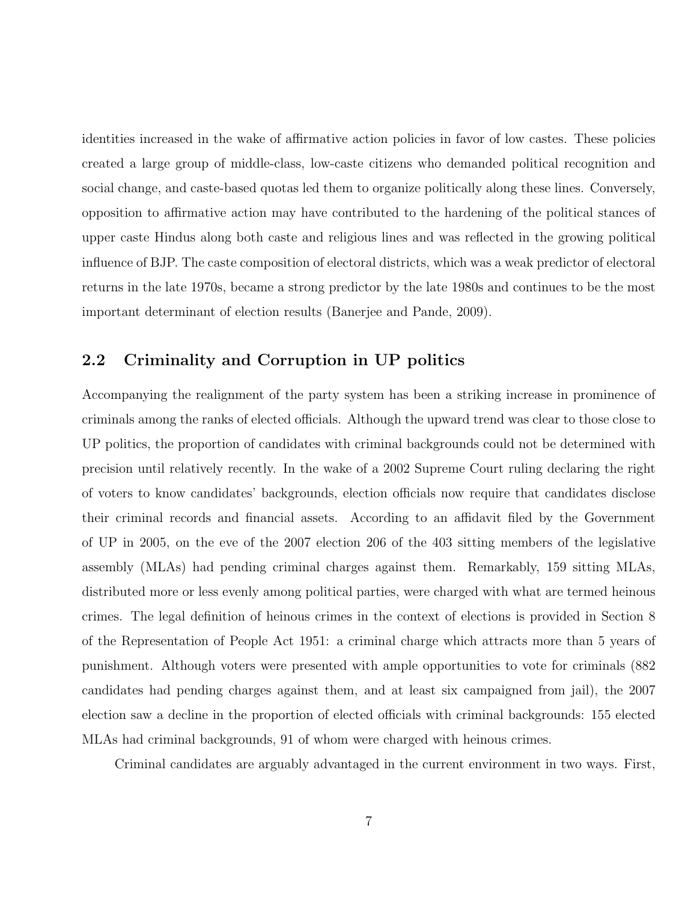identities increased in the wake of affirmative action policies in favor of low castes. These policies created a large group of middle-class, low-caste citizens who demanded political recognition and social change, and caste-based quotas led them to organize politically along these lines. Conversely, opposition to affirmative action may have contributed to the hardening of the political stances of upper caste Hindus along both caste and religious lines and was reflected in the growing political influence of BJP. The caste composition of electoral districts, which was a weak predictor of electoral returns in the late 1970s, became a strong predictor by the late 1980s and continues to be the most important determinant of election results (Banerjee and Pande, 2009).

## 2.2 Criminality and Corruption in UP politics

Accompanying the realignment of the party system has been a striking increase in prominence of criminals among the ranks of elected officials. Although the upward trend was clear to those close to UP politics, the proportion of candidates with criminal backgrounds could not be determined with precision until relatively recently. In the wake of a 2002 Supreme Court ruling declaring the right of voters to know candidates' backgrounds, election officials now require that candidates disclose their criminal records and financial assets. According to an affidavit filed by the Government of UP in 2005, on the eve of the 2007 election 206 of the 403 sitting members of the legislative assembly (MLAs) had pending criminal charges against them. Remarkably, 159 sitting MLAs, distributed more or less evenly among political parties, were charged with what are termed heinous crimes. The legal definition of heinous crimes in the context of elections is provided in Section 8 of the Representation of People Act 1951: a criminal charge which attracts more than 5 years of punishment. Although voters were presented with ample opportunities to vote for criminals (882 candidates had pending charges against them, and at least six campaigned from jail), the 2007 election saw a decline in the proportion of elected officials with criminal backgrounds: 155 elected MLAs had criminal backgrounds, 91 of whom were charged with heinous crimes.

Criminal candidates are arguably advantaged in the current environment in two ways. First,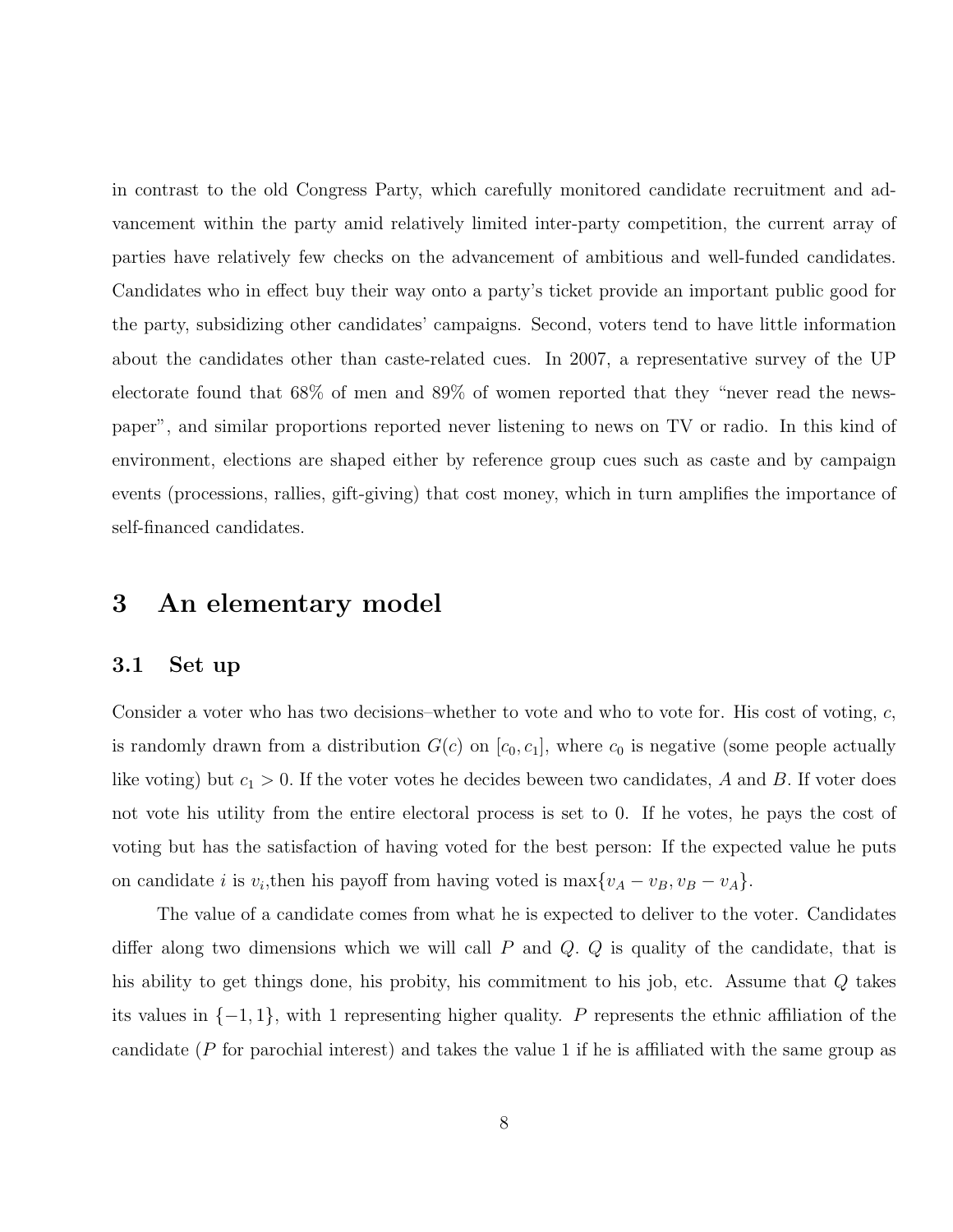in contrast to the old Congress Party, which carefully monitored candidate recruitment and advancement within the party amid relatively limited inter-party competition, the current array of parties have relatively few checks on the advancement of ambitious and well-funded candidates. Candidates who in effect buy their way onto a party's ticket provide an important public good for the party, subsidizing other candidates' campaigns. Second, voters tend to have little information about the candidates other than caste-related cues. In 2007, a representative survey of the UP electorate found that 68% of men and 89% of women reported that they "never read the newspaper", and similar proportions reported never listening to news on TV or radio. In this kind of environment, elections are shaped either by reference group cues such as caste and by campaign events (processions, rallies, gift-giving) that cost money, which in turn amplifies the importance of self-financed candidates.

# 3 An elementary model

## 3.1 Set up

Consider a voter who has two decisions–whether to vote and who to vote for. His cost of voting, $c$, is randomly drawn from a distribution $G(c)$ on $[c_0, c_1]$, where $c_0$ is negative (some people actually like voting) but $c_1 > 0$. If the voter votes he decides beween two candidates, $A$ and $B$. If voter does not vote his utility from the entire electoral process is set to 0. If he votes, he pays the cost of voting but has the satisfaction of having voted for the best person: If the expected value he puts on candidate $i$ is $v_i$,then his payoff from having voted is $\max\{v_A - v_B, v_B - v_A\}$.

The value of a candidate comes from what he is expected to deliver to the voter. Candidates differ along two dimensions which we will call $P$ and $Q$. $Q$ is quality of the candidate, that is his ability to get things done, his probity, his commitment to his job, etc. Assume that $Q$ takes its values in $\{-1, 1\}$, with 1 representing higher quality. $P$ represents the ethnic affiliation of the candidate ($P$ for parochial interest) and takes the value 1 if he is affiliated with the same group as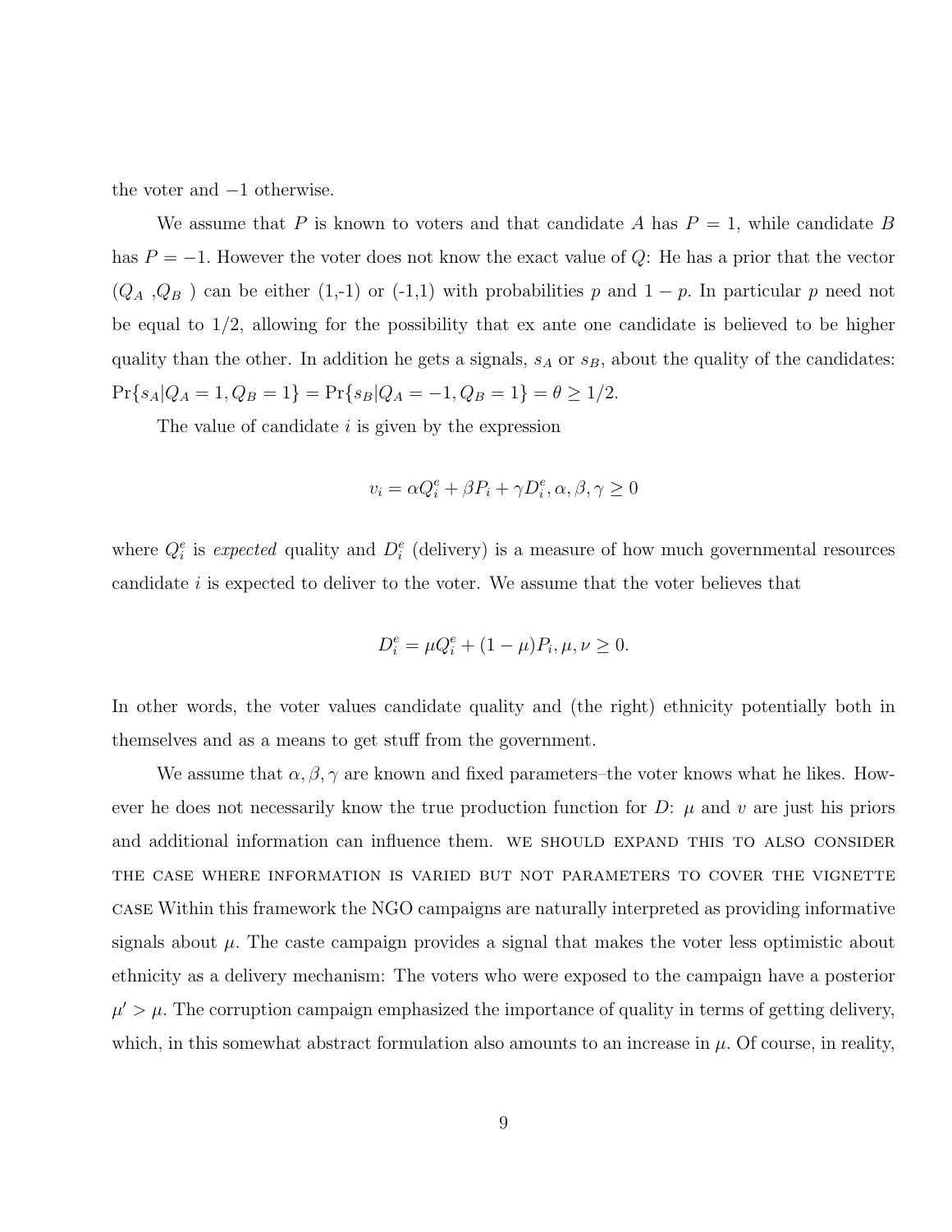the voter and $-1$ otherwise.

We assume that $P$ is known to voters and that candidate $A$ has $P = 1$, while candidate $B$ has $P = -1$. However the voter does not know the exact value of $Q$: He has a prior that the vector ($Q_A$ ,$Q_B$ ) can be either (1,-1) or (-1,1) with probabilities $p$ and $1 - p$. In particular $p$ need not be equal to 1/2, allowing for the possibility that ex ante one candidate is believed to be higher quality than the other. In addition he gets a signals, $s_A$ or $s_B$, about the quality of the candidates: $\Pr\{s_A|Q_A = 1, Q_B = 1\} = \Pr\{s_B|Q_A = -1, Q_B = 1\} = \theta \geq 1/2$.

The value of candidate $i$ is given by the expression

$$v_i = \alpha Q_i^e + \beta P_i + \gamma D_i^e, \alpha, \beta, \gamma \geq 0$$

where $Q_i^e$ is *expected* quality and $D_i^e$ (delivery) is a measure of how much governmental resources candidate $i$ is expected to deliver to the voter. We assume that the voter believes that

$$D_i^e = \mu Q_i^e + (1 - \mu)P_i, \mu, \nu \geq 0.$$

In other words, the voter values candidate quality and (the right) ethnicity potentially both in themselves and as a means to get stuff from the government.

We assume that $\alpha, \beta, \gamma$ are known and fixed parameters–the voter knows what he likes. However he does not necessarily know the true production function for $D$: $\mu$ and $v$ are just his priors and additional information can influence them. WE SHOULD EXPAND THIS TO ALSO CONSIDER THE CASE WHERE INFORMATION IS VARIED BUT NOT PARAMETERS TO COVER THE VIGNETTE CASE Within this framework the NGO campaigns are naturally interpreted as providing informative signals about $\mu$. The caste campaign provides a signal that makes the voter less optimistic about ethnicity as a delivery mechanism: The voters who were exposed to the campaign have a posterior $\mu' > \mu$. The corruption campaign emphasized the importance of quality in terms of getting delivery, which, in this somewhat abstract formulation also amounts to an increase in $\mu$. Of course, in reality,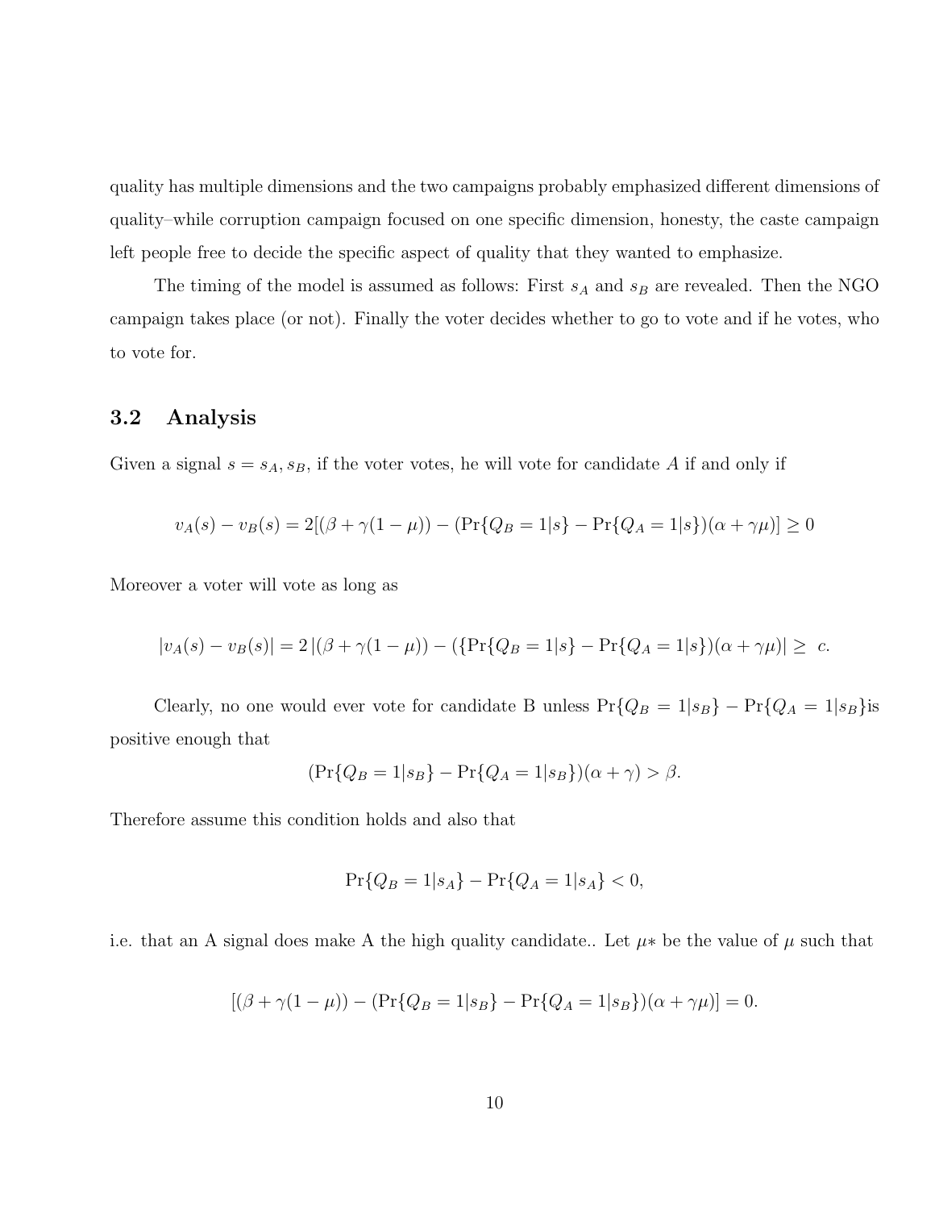quality has multiple dimensions and the two campaigns probably emphasized different dimensions of quality–while corruption campaign focused on one specific dimension, honesty, the caste campaign left people free to decide the specific aspect of quality that they wanted to emphasize.

The timing of the model is assumed as follows: First $s_A$ and $s_B$ are revealed. Then the NGO campaign takes place (or not). Finally the voter decides whether to go to vote and if he votes, who to vote for.

## 3.2 Analysis

Given a signal $s = s_A, s_B$, if the voter votes, he will vote for candidate $A$ if and only if

$$v_A(s) - v_B(s) = 2[(\beta + \gamma(1-\mu)) - (\Pr\{Q_B = 1|s\} - \Pr\{Q_A = 1|s\})(\alpha + \gamma\mu)] \geq 0$$

Moreover a voter will vote as long as

$$|v_A(s) - v_B(s)| = 2\,|(\beta + \gamma(1-\mu)) - (\{\Pr\{Q_B = 1|s\} - \Pr\{Q_A = 1|s\})(\alpha + \gamma\mu)| \geq \; c.$$

Clearly, no one would ever vote for candidate B unless $\Pr\{Q_B = 1|s_B\} - \Pr\{Q_A = 1|s_B\}$is positive enough that

$$(\Pr\{Q_B = 1|s_B\} - \Pr\{Q_A = 1|s_B\})(\alpha + \gamma) > \beta.$$

Therefore assume this condition holds and also that

$$\Pr\{Q_B = 1|s_A\} - \Pr\{Q_A = 1|s_A\} < 0,$$

i.e. that an A signal does make A the high quality candidate.. Let $\mu*$ be the value of $\mu$ such that

$$[(\beta + \gamma(1-\mu)) - (\Pr\{Q_B = 1|s_B\} - \Pr\{Q_A = 1|s_B\})(\alpha + \gamma\mu)] = 0.$$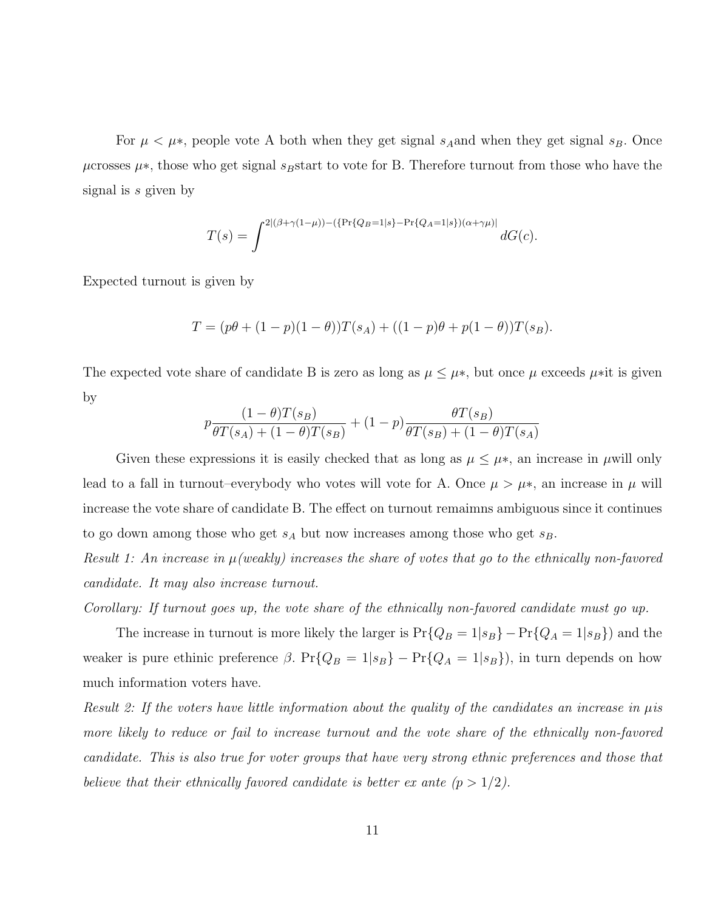For $\mu < \mu*$, people vote A both when they get signal $s_A$and when they get signal $s_B$. Once $\mu$crosses $\mu*$, those who get signal $s_B$start to vote for B. Therefore turnout from those who have the signal is $s$ given by

$$T(s) = \int^{2|(\beta+\gamma(1-\mu))-(\{\Pr\{Q_B=1|s\}-\Pr\{Q_A=1|s\})(\alpha+\gamma\mu)|} dG(c).$$

Expected turnout is given by

$$T = (p\theta + (1-p)(1-\theta))T(s_A) + ((1-p)\theta + p(1-\theta))T(s_B).$$

The expected vote share of candidate B is zero as long as $\mu \leq \mu*$, but once $\mu$ exceeds $\mu*$it is given by

$$p\frac{(1-\theta)T(s_B)}{\theta T(s_A) + (1-\theta)T(s_B)} + (1-p)\frac{\theta T(s_B)}{\theta T(s_B) + (1-\theta)T(s_A)}$$

Given these expressions it is easily checked that as long as $\mu \leq \mu*$, an increase in $\mu$will only lead to a fall in turnout–everybody who votes will vote for A. Once $\mu > \mu*$, an increase in $\mu$ will increase the vote share of candidate B. The effect on turnout remaimns ambiguous since it continues to go down among those who get $s_A$ but now increases among those who get $s_B$.

*Result 1: An increase in $\mu$(weakly) increases the share of votes that go to the ethnically non-favored candidate. It may also increase turnout.*

*Corollary: If turnout goes up, the vote share of the ethnically non-favored candidate must go up.*

The increase in turnout is more likely the larger is $\Pr\{Q_B = 1|s_B\} - \Pr\{Q_A = 1|s_B\})$ and the weaker is pure ethinic preference $\beta$. $\Pr\{Q_B = 1|s_B\} - \Pr\{Q_A = 1|s_B\})$, in turn depends on how much information voters have.

*Result 2: If the voters have little information about the quality of the candidates an increase in $\mu$is more likely to reduce or fail to increase turnout and the vote share of the ethnically non-favored candidate. This is also true for voter groups that have very strong ethnic preferences and those that believe that their ethnically favored candidate is better ex ante ($p > 1/2$).*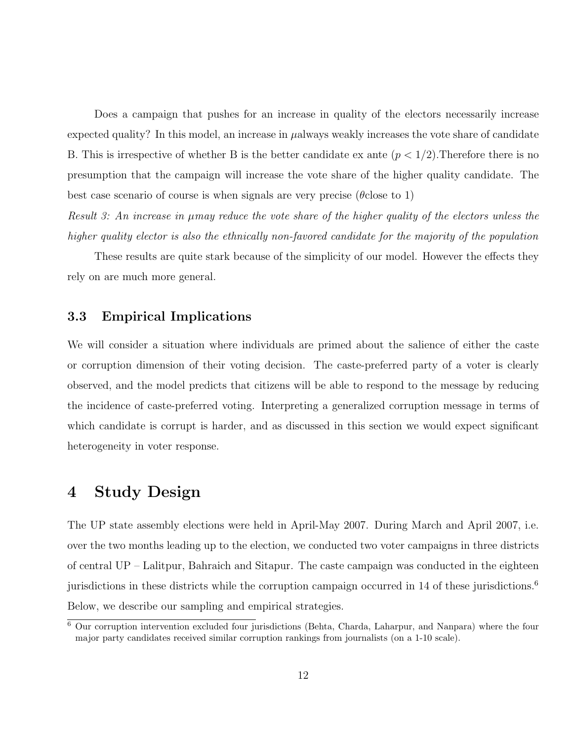Does a campaign that pushes for an increase in quality of the electors necessarily increase expected quality? In this model, an increase in $\mu$always weakly increases the vote share of candidate B. This is irrespective of whether B is the better candidate ex ante ($p < 1/2$).Therefore there is no presumption that the campaign will increase the vote share of the higher quality candidate. The best case scenario of course is when signals are very precise ($\theta$close to 1)

*Result 3: An increase in $\mu$may reduce the vote share of the higher quality of the electors unless the higher quality elector is also the ethnically non-favored candidate for the majority of the population*

These results are quite stark because of the simplicity of our model. However the effects they rely on are much more general.

### 3.3 Empirical Implications

We will consider a situation where individuals are primed about the salience of either the caste or corruption dimension of their voting decision. The caste-preferred party of a voter is clearly observed, and the model predicts that citizens will be able to respond to the message by reducing the incidence of caste-preferred voting. Interpreting a generalized corruption message in terms of which candidate is corrupt is harder, and as discussed in this section we would expect significant heterogeneity in voter response.

## 4 Study Design

The UP state assembly elections were held in April-May 2007. During March and April 2007, i.e. over the two months leading up to the election, we conducted two voter campaigns in three districts of central UP – Lalitpur, Bahraich and Sitapur. The caste campaign was conducted in the eighteen jurisdictions in these districts while the corruption campaign occurred in 14 of these jurisdictions.[6] Below, we describe our sampling and empirical strategies.

[6] Our corruption intervention excluded four jurisdictions (Behta, Charda, Laharpur, and Nanpara) where the four major party candidates received similar corruption rankings from journalists (on a 1-10 scale).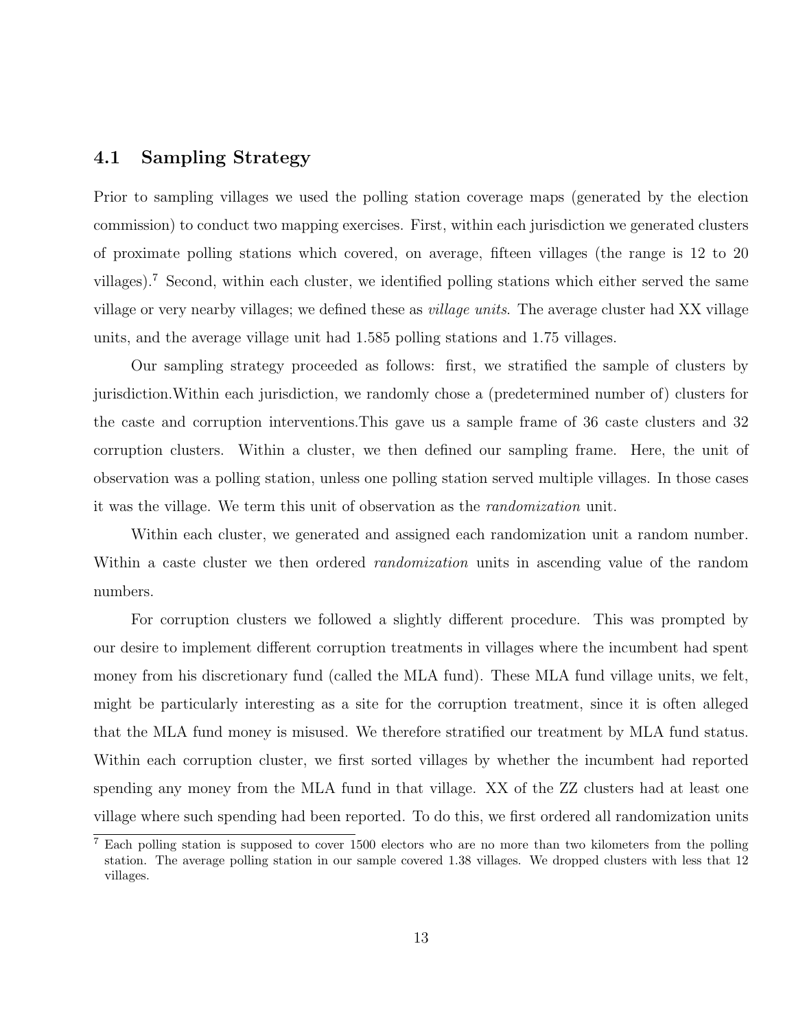## 4.1 Sampling Strategy

Prior to sampling villages we used the polling station coverage maps (generated by the election commission) to conduct two mapping exercises. First, within each jurisdiction we generated clusters of proximate polling stations which covered, on average, fifteen villages (the range is 12 to 20 villages).[7] Second, within each cluster, we identified polling stations which either served the same village or very nearby villages; we defined these as *village units*. The average cluster had XX village units, and the average village unit had 1.585 polling stations and 1.75 villages.

Our sampling strategy proceeded as follows: first, we stratified the sample of clusters by jurisdiction.Within each jurisdiction, we randomly chose a (predetermined number of) clusters for the caste and corruption interventions.This gave us a sample frame of 36 caste clusters and 32 corruption clusters. Within a cluster, we then defined our sampling frame. Here, the unit of observation was a polling station, unless one polling station served multiple villages. In those cases it was the village. We term this unit of observation as the *randomization* unit.

Within each cluster, we generated and assigned each randomization unit a random number. Within a caste cluster we then ordered *randomization* units in ascending value of the random numbers.

For corruption clusters we followed a slightly different procedure. This was prompted by our desire to implement different corruption treatments in villages where the incumbent had spent money from his discretionary fund (called the MLA fund). These MLA fund village units, we felt, might be particularly interesting as a site for the corruption treatment, since it is often alleged that the MLA fund money is misused. We therefore stratified our treatment by MLA fund status. Within each corruption cluster, we first sorted villages by whether the incumbent had reported spending any money from the MLA fund in that village. XX of the ZZ clusters had at least one village where such spending had been reported. To do this, we first ordered all randomization units

[7] Each polling station is supposed to cover 1500 electors who are no more than two kilometers from the polling station. The average polling station in our sample covered 1.38 villages. We dropped clusters with less that 12 villages.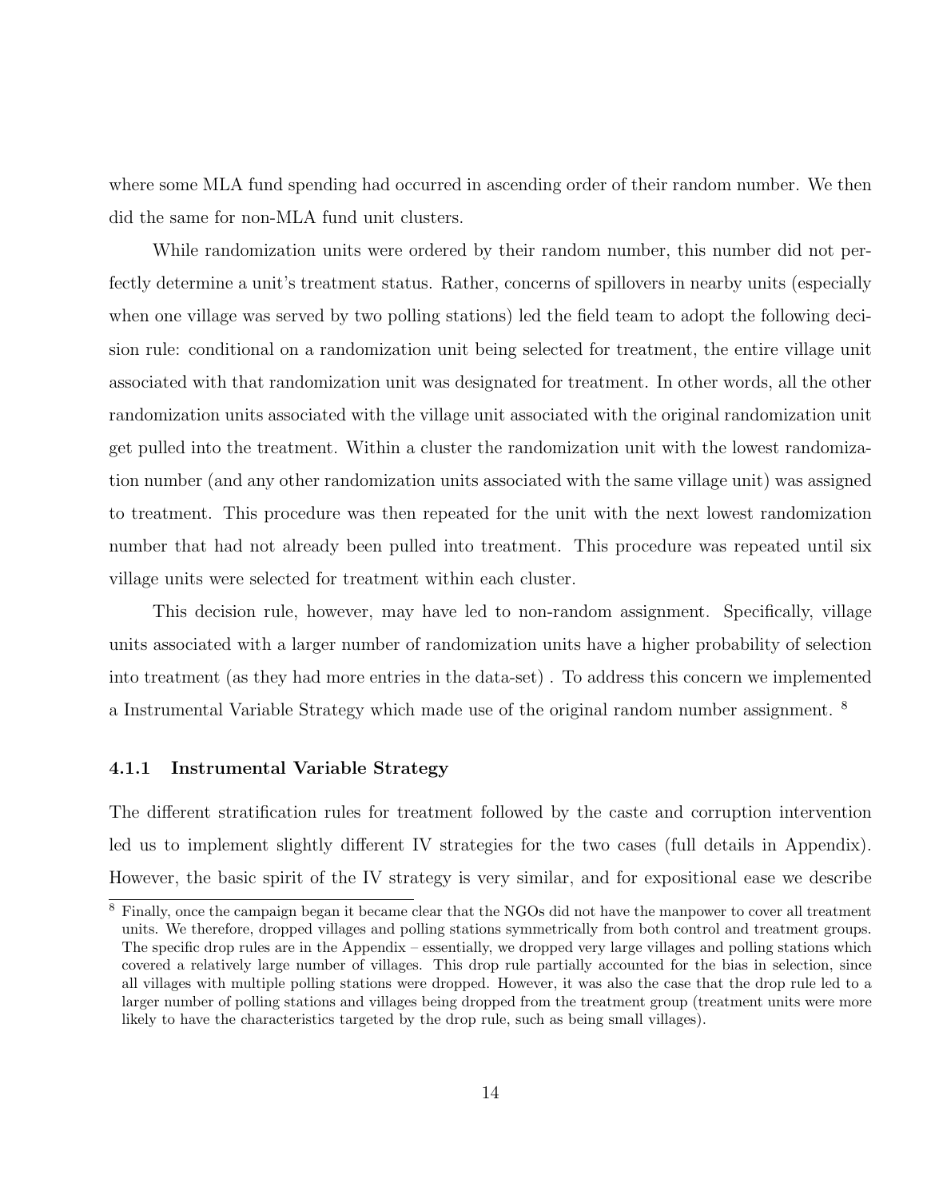where some MLA fund spending had occurred in ascending order of their random number. We then did the same for non-MLA fund unit clusters.

While randomization units were ordered by their random number, this number did not perfectly determine a unit's treatment status. Rather, concerns of spillovers in nearby units (especially when one village was served by two polling stations) led the field team to adopt the following decision rule: conditional on a randomization unit being selected for treatment, the entire village unit associated with that randomization unit was designated for treatment. In other words, all the other randomization units associated with the village unit associated with the original randomization unit get pulled into the treatment. Within a cluster the randomization unit with the lowest randomization number (and any other randomization units associated with the same village unit) was assigned to treatment. This procedure was then repeated for the unit with the next lowest randomization number that had not already been pulled into treatment. This procedure was repeated until six village units were selected for treatment within each cluster.

This decision rule, however, may have led to non-random assignment. Specifically, village units associated with a larger number of randomization units have a higher probability of selection into treatment (as they had more entries in the data-set) . To address this concern we implemented a Instrumental Variable Strategy which made use of the original random number assignment. [8]

#### 4.1.1 Instrumental Variable Strategy

The different stratification rules for treatment followed by the caste and corruption intervention led us to implement slightly different IV strategies for the two cases (full details in Appendix). However, the basic spirit of the IV strategy is very similar, and for expositional ease we describe

[8] Finally, once the campaign began it became clear that the NGOs did not have the manpower to cover all treatment units. We therefore, dropped villages and polling stations symmetrically from both control and treatment groups. The specific drop rules are in the Appendix – essentially, we dropped very large villages and polling stations which covered a relatively large number of villages. This drop rule partially accounted for the bias in selection, since all villages with multiple polling stations were dropped. However, it was also the case that the drop rule led to a larger number of polling stations and villages being dropped from the treatment group (treatment units were more likely to have the characteristics targeted by the drop rule, such as being small villages).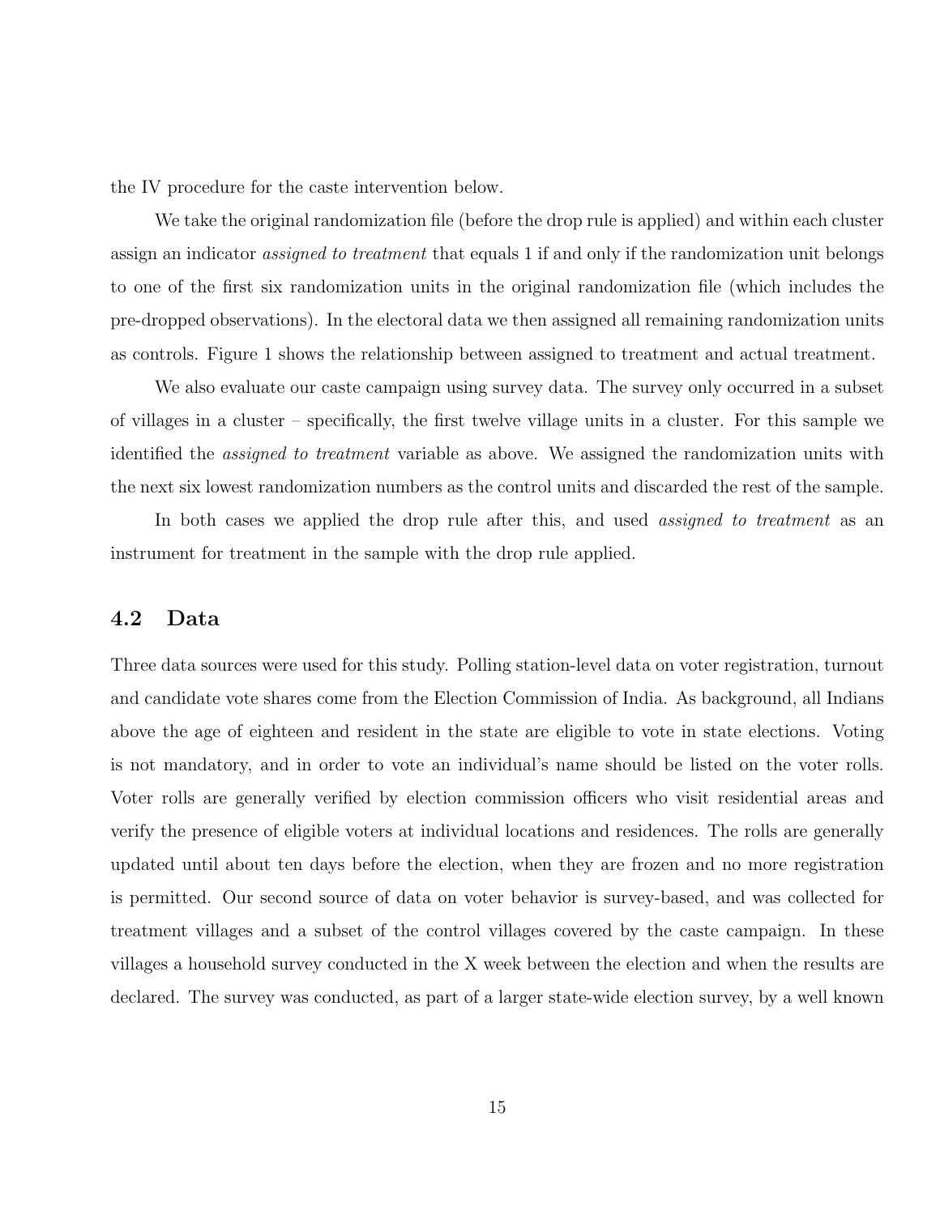the IV procedure for the caste intervention below.

We take the original randomization file (before the drop rule is applied) and within each cluster assign an indicator *assigned to treatment* that equals 1 if and only if the randomization unit belongs to one of the first six randomization units in the original randomization file (which includes the pre-dropped observations). In the electoral data we then assigned all remaining randomization units as controls. Figure 1 shows the relationship between assigned to treatment and actual treatment.

We also evaluate our caste campaign using survey data. The survey only occurred in a subset of villages in a cluster – specifically, the first twelve village units in a cluster. For this sample we identified the *assigned to treatment* variable as above. We assigned the randomization units with the next six lowest randomization numbers as the control units and discarded the rest of the sample.

In both cases we applied the drop rule after this, and used *assigned to treatment* as an instrument for treatment in the sample with the drop rule applied.

## 4.2 Data

Three data sources were used for this study. Polling station-level data on voter registration, turnout and candidate vote shares come from the Election Commission of India. As background, all Indians above the age of eighteen and resident in the state are eligible to vote in state elections. Voting is not mandatory, and in order to vote an individual's name should be listed on the voter rolls. Voter rolls are generally verified by election commission officers who visit residential areas and verify the presence of eligible voters at individual locations and residences. The rolls are generally updated until about ten days before the election, when they are frozen and no more registration is permitted. Our second source of data on voter behavior is survey-based, and was collected for treatment villages and a subset of the control villages covered by the caste campaign. In these villages a household survey conducted in the X week between the election and when the results are declared. The survey was conducted, as part of a larger state-wide election survey, by a well known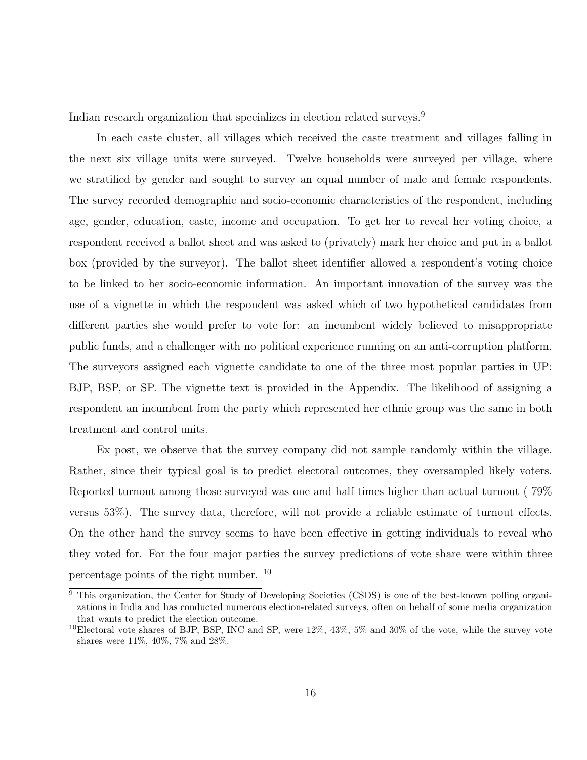Indian research organization that specializes in election related surveys.[9]

In each caste cluster, all villages which received the caste treatment and villages falling in the next six village units were surveyed. Twelve households were surveyed per village, where we stratified by gender and sought to survey an equal number of male and female respondents. The survey recorded demographic and socio-economic characteristics of the respondent, including age, gender, education, caste, income and occupation. To get her to reveal her voting choice, a respondent received a ballot sheet and was asked to (privately) mark her choice and put in a ballot box (provided by the surveyor). The ballot sheet identifier allowed a respondent's voting choice to be linked to her socio-economic information. An important innovation of the survey was the use of a vignette in which the respondent was asked which of two hypothetical candidates from different parties she would prefer to vote for: an incumbent widely believed to misappropriate public funds, and a challenger with no political experience running on an anti-corruption platform. The surveyors assigned each vignette candidate to one of the three most popular parties in UP: BJP, BSP, or SP. The vignette text is provided in the Appendix. The likelihood of assigning a respondent an incumbent from the party which represented her ethnic group was the same in both treatment and control units.

Ex post, we observe that the survey company did not sample randomly within the village. Rather, since their typical goal is to predict electoral outcomes, they oversampled likely voters. Reported turnout among those surveyed was one and half times higher than actual turnout ( 79% versus 53%). The survey data, therefore, will not provide a reliable estimate of turnout effects. On the other hand the survey seems to have been effective in getting individuals to reveal who they voted for. For the four major parties the survey predictions of vote share were within three percentage points of the right number. [10]

---

[9] This organization, the Center for Study of Developing Societies (CSDS) is one of the best-known polling organizations in India and has conducted numerous election-related surveys, often on behalf of some media organization that wants to predict the election outcome.

[10] Electoral vote shares of BJP, BSP, INC and SP, were 12%, 43%, 5% and 30% of the vote, while the survey vote shares were 11%, 40%, 7% and 28%.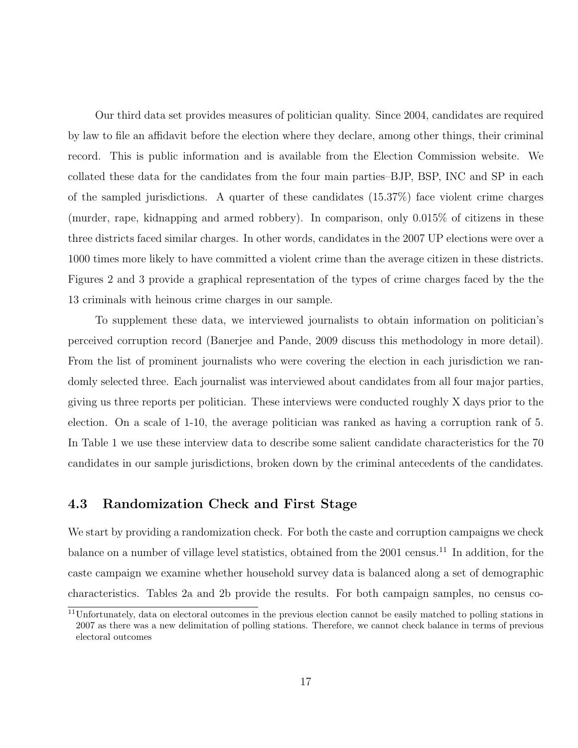Our third data set provides measures of politician quality. Since 2004, candidates are required by law to file an affidavit before the election where they declare, among other things, their criminal record. This is public information and is available from the Election Commission website. We collated these data for the candidates from the four main parties–BJP, BSP, INC and SP in each of the sampled jurisdictions. A quarter of these candidates (15.37%) face violent crime charges (murder, rape, kidnapping and armed robbery). In comparison, only 0.015% of citizens in these three districts faced similar charges. In other words, candidates in the 2007 UP elections were over a 1000 times more likely to have committed a violent crime than the average citizen in these districts. Figures 2 and 3 provide a graphical representation of the types of crime charges faced by the the 13 criminals with heinous crime charges in our sample.

To supplement these data, we interviewed journalists to obtain information on politician's perceived corruption record (Banerjee and Pande, 2009 discuss this methodology in more detail). From the list of prominent journalists who were covering the election in each jurisdiction we randomly selected three. Each journalist was interviewed about candidates from all four major parties, giving us three reports per politician. These interviews were conducted roughly X days prior to the election. On a scale of 1-10, the average politician was ranked as having a corruption rank of 5. In Table 1 we use these interview data to describe some salient candidate characteristics for the 70 candidates in our sample jurisdictions, broken down by the criminal antecedents of the candidates.

### 4.3 Randomization Check and First Stage

We start by providing a randomization check. For both the caste and corruption campaigns we check balance on a number of village level statistics, obtained from the 2001 census.[11] In addition, for the caste campaign we examine whether household survey data is balanced along a set of demographic characteristics. Tables 2a and 2b provide the results. For both campaign samples, no census co-

[11] Unfortunately, data on electoral outcomes in the previous election cannot be easily matched to polling stations in 2007 as there was a new delimitation of polling stations. Therefore, we cannot check balance in terms of previous electoral outcomes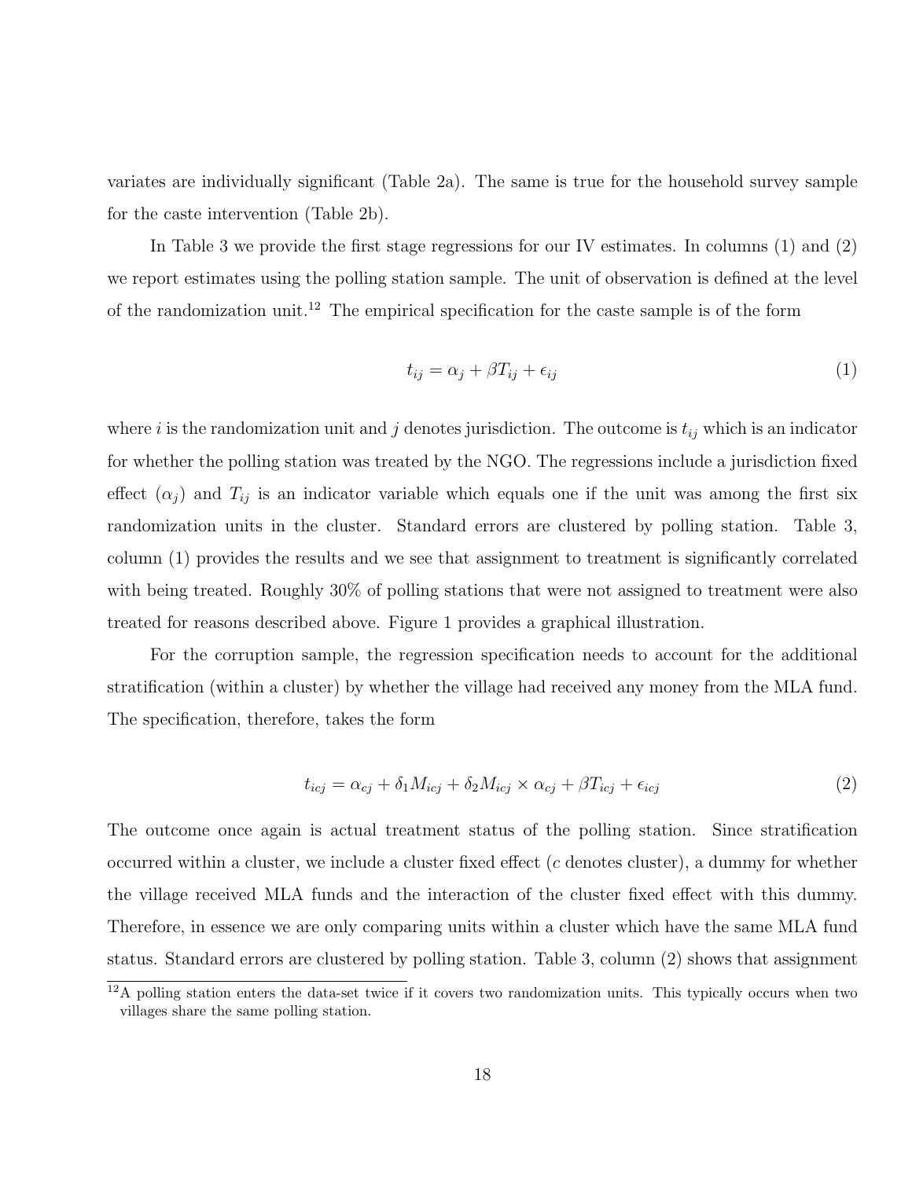variates are individually significant (Table 2a). The same is true for the household survey sample for the caste intervention (Table 2b).

In Table 3 we provide the first stage regressions for our IV estimates. In columns (1) and (2) we report estimates using the polling station sample. The unit of observation is defined at the level of the randomization unit.[12] The empirical specification for the caste sample is of the form

$$t_{ij} = \alpha_j + \beta T_{ij} + \epsilon_{ij} \tag{1}$$

where $i$ is the randomization unit and $j$ denotes jurisdiction. The outcome is $t_{ij}$ which is an indicator for whether the polling station was treated by the NGO. The regressions include a jurisdiction fixed effect ($\alpha_j$) and $T_{ij}$ is an indicator variable which equals one if the unit was among the first six randomization units in the cluster. Standard errors are clustered by polling station. Table 3, column (1) provides the results and we see that assignment to treatment is significantly correlated with being treated. Roughly 30% of polling stations that were not assigned to treatment were also treated for reasons described above. Figure 1 provides a graphical illustration.

For the corruption sample, the regression specification needs to account for the additional stratification (within a cluster) by whether the village had received any money from the MLA fund. The specification, therefore, takes the form

$$t_{icj} = \alpha_{cj} + \delta_1 M_{icj} + \delta_2 M_{icj} \times \alpha_{cj} + \beta T_{icj} + \epsilon_{icj} \tag{2}$$

The outcome once again is actual treatment status of the polling station. Since stratification occurred within a cluster, we include a cluster fixed effect ($c$ denotes cluster), a dummy for whether the village received MLA funds and the interaction of the cluster fixed effect with this dummy. Therefore, in essence we are only comparing units within a cluster which have the same MLA fund status. Standard errors are clustered by polling station. Table 3, column (2) shows that assignment

[12] A polling station enters the data-set twice if it covers two randomization units. This typically occurs when two villages share the same polling station.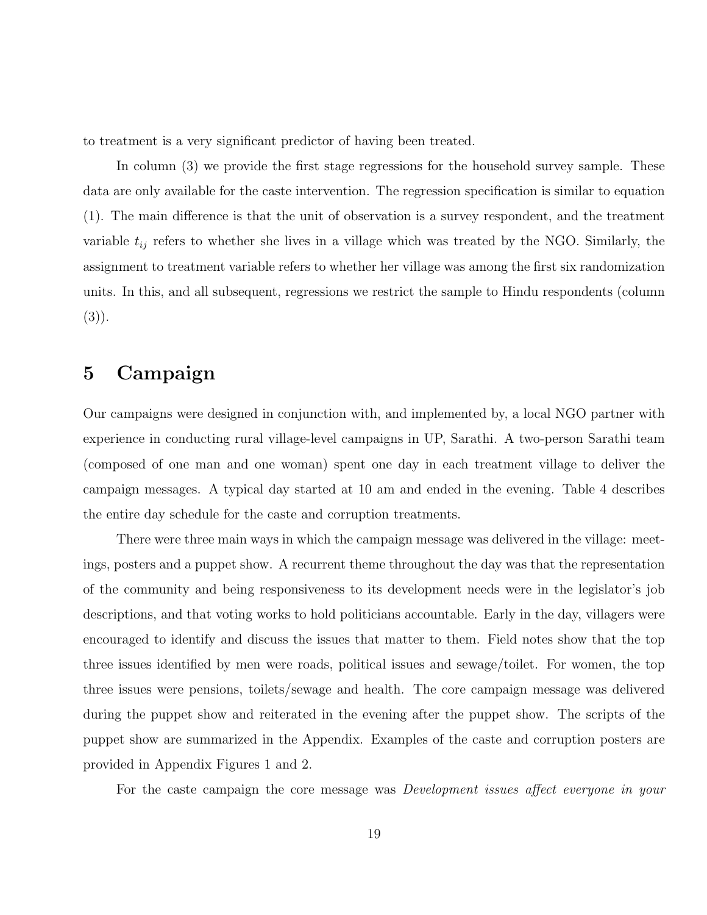to treatment is a very significant predictor of having been treated.

In column (3) we provide the first stage regressions for the household survey sample. These data are only available for the caste intervention. The regression specification is similar to equation (1). The main difference is that the unit of observation is a survey respondent, and the treatment variable $t_{ij}$ refers to whether she lives in a village which was treated by the NGO. Similarly, the assignment to treatment variable refers to whether her village was among the first six randomization units. In this, and all subsequent, regressions we restrict the sample to Hindu respondents (column (3)).

# 5 Campaign

Our campaigns were designed in conjunction with, and implemented by, a local NGO partner with experience in conducting rural village-level campaigns in UP, Sarathi. A two-person Sarathi team (composed of one man and one woman) spent one day in each treatment village to deliver the campaign messages. A typical day started at 10 am and ended in the evening. Table 4 describes the entire day schedule for the caste and corruption treatments.

There were three main ways in which the campaign message was delivered in the village: meetings, posters and a puppet show. A recurrent theme throughout the day was that the representation of the community and being responsiveness to its development needs were in the legislator's job descriptions, and that voting works to hold politicians accountable. Early in the day, villagers were encouraged to identify and discuss the issues that matter to them. Field notes show that the top three issues identified by men were roads, political issues and sewage/toilet. For women, the top three issues were pensions, toilets/sewage and health. The core campaign message was delivered during the puppet show and reiterated in the evening after the puppet show. The scripts of the puppet show are summarized in the Appendix. Examples of the caste and corruption posters are provided in Appendix Figures 1 and 2.

For the caste campaign the core message was *Development issues affect everyone in your*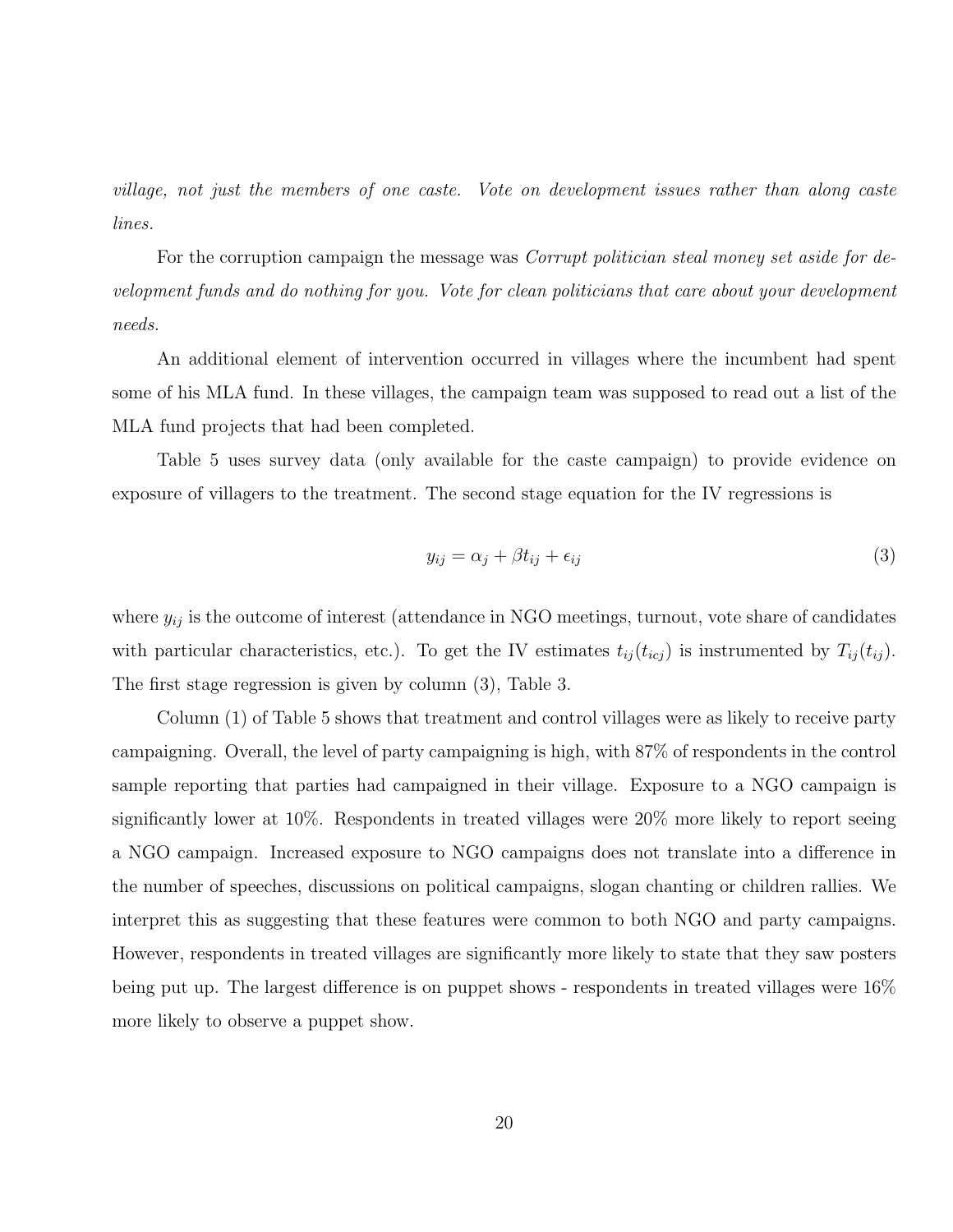*village, not just the members of one caste. Vote on development issues rather than along caste lines.*

For the corruption campaign the message was *Corrupt politician steal money set aside for development funds and do nothing for you. Vote for clean politicians that care about your development needs.*

An additional element of intervention occurred in villages where the incumbent had spent some of his MLA fund. In these villages, the campaign team was supposed to read out a list of the MLA fund projects that had been completed.

Table 5 uses survey data (only available for the caste campaign) to provide evidence on exposure of villagers to the treatment. The second stage equation for the IV regressions is

$$y_{ij} = \alpha_j + \beta t_{ij} + \epsilon_{ij} \tag{3}$$

where $y_{ij}$ is the outcome of interest (attendance in NGO meetings, turnout, vote share of candidates with particular characteristics, etc.). To get the IV estimates $t_{ij}(t_{icj})$ is instrumented by $T_{ij}(t_{ij})$. The first stage regression is given by column (3), Table 3.

Column (1) of Table 5 shows that treatment and control villages were as likely to receive party campaigning. Overall, the level of party campaigning is high, with 87% of respondents in the control sample reporting that parties had campaigned in their village. Exposure to a NGO campaign is significantly lower at 10%. Respondents in treated villages were 20% more likely to report seeing a NGO campaign. Increased exposure to NGO campaigns does not translate into a difference in the number of speeches, discussions on political campaigns, slogan chanting or children rallies. We interpret this as suggesting that these features were common to both NGO and party campaigns. However, respondents in treated villages are significantly more likely to state that they saw posters being put up. The largest difference is on puppet shows - respondents in treated villages were 16% more likely to observe a puppet show.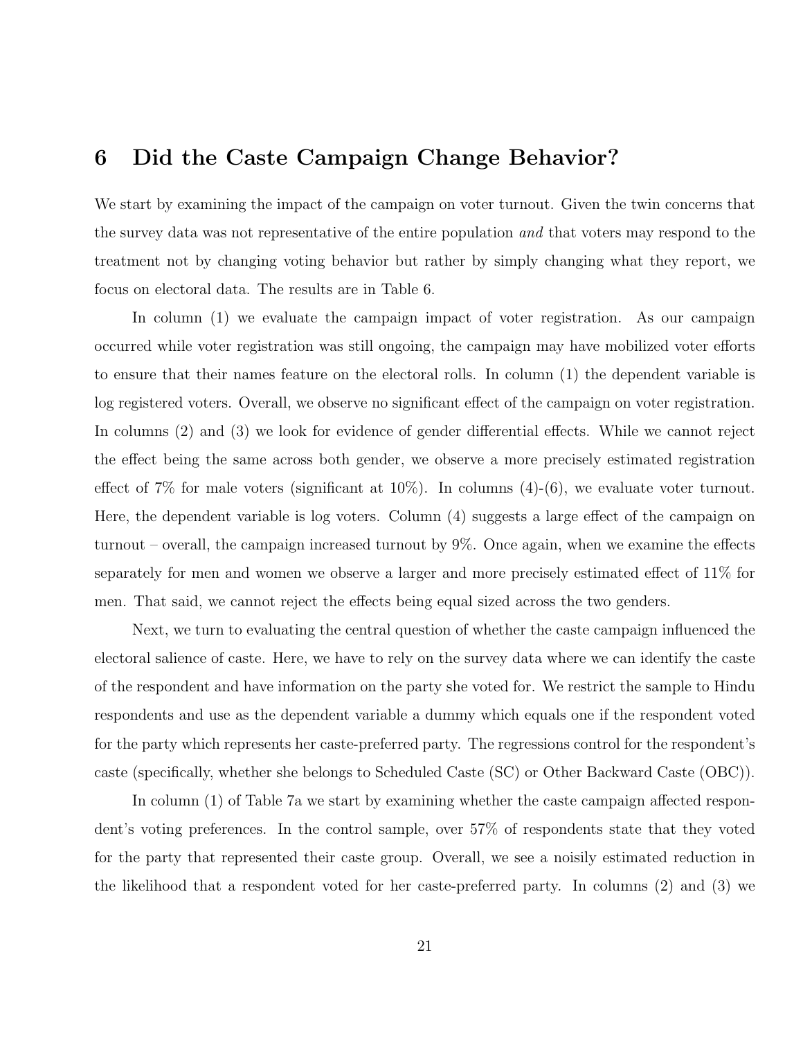# 6 Did the Caste Campaign Change Behavior?

We start by examining the impact of the campaign on voter turnout. Given the twin concerns that the survey data was not representative of the entire population *and* that voters may respond to the treatment not by changing voting behavior but rather by simply changing what they report, we focus on electoral data. The results are in Table 6.

In column (1) we evaluate the campaign impact of voter registration. As our campaign occurred while voter registration was still ongoing, the campaign may have mobilized voter efforts to ensure that their names feature on the electoral rolls. In column (1) the dependent variable is log registered voters. Overall, we observe no significant effect of the campaign on voter registration. In columns (2) and (3) we look for evidence of gender differential effects. While we cannot reject the effect being the same across both gender, we observe a more precisely estimated registration effect of 7% for male voters (significant at 10%). In columns (4)-(6), we evaluate voter turnout. Here, the dependent variable is log voters. Column (4) suggests a large effect of the campaign on turnout – overall, the campaign increased turnout by 9%. Once again, when we examine the effects separately for men and women we observe a larger and more precisely estimated effect of 11% for men. That said, we cannot reject the effects being equal sized across the two genders.

Next, we turn to evaluating the central question of whether the caste campaign influenced the electoral salience of caste. Here, we have to rely on the survey data where we can identify the caste of the respondent and have information on the party she voted for. We restrict the sample to Hindu respondents and use as the dependent variable a dummy which equals one if the respondent voted for the party which represents her caste-preferred party. The regressions control for the respondent's caste (specifically, whether she belongs to Scheduled Caste (SC) or Other Backward Caste (OBC)).

In column (1) of Table 7a we start by examining whether the caste campaign affected respondent's voting preferences. In the control sample, over 57% of respondents state that they voted for the party that represented their caste group. Overall, we see a noisily estimated reduction in the likelihood that a respondent voted for her caste-preferred party. In columns (2) and (3) we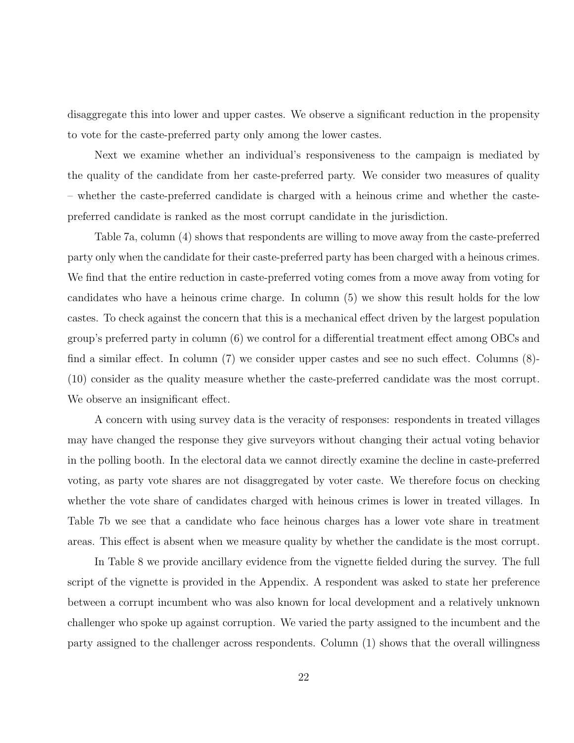disaggregate this into lower and upper castes. We observe a significant reduction in the propensity to vote for the caste-preferred party only among the lower castes.

Next we examine whether an individual's responsiveness to the campaign is mediated by the quality of the candidate from her caste-preferred party. We consider two measures of quality – whether the caste-preferred candidate is charged with a heinous crime and whether the caste-preferred candidate is ranked as the most corrupt candidate in the jurisdiction.

Table 7a, column (4) shows that respondents are willing to move away from the caste-preferred party only when the candidate for their caste-preferred party has been charged with a heinous crimes. We find that the entire reduction in caste-preferred voting comes from a move away from voting for candidates who have a heinous crime charge. In column (5) we show this result holds for the low castes. To check against the concern that this is a mechanical effect driven by the largest population group's preferred party in column (6) we control for a differential treatment effect among OBCs and find a similar effect. In column (7) we consider upper castes and see no such effect. Columns (8)-(10) consider as the quality measure whether the caste-preferred candidate was the most corrupt. We observe an insignificant effect.

A concern with using survey data is the veracity of responses: respondents in treated villages may have changed the response they give surveyors without changing their actual voting behavior in the polling booth. In the electoral data we cannot directly examine the decline in caste-preferred voting, as party vote shares are not disaggregated by voter caste. We therefore focus on checking whether the vote share of candidates charged with heinous crimes is lower in treated villages. In Table 7b we see that a candidate who face heinous charges has a lower vote share in treatment areas. This effect is absent when we measure quality by whether the candidate is the most corrupt.

In Table 8 we provide ancillary evidence from the vignette fielded during the survey. The full script of the vignette is provided in the Appendix. A respondent was asked to state her preference between a corrupt incumbent who was also known for local development and a relatively unknown challenger who spoke up against corruption. We varied the party assigned to the incumbent and the party assigned to the challenger across respondents. Column (1) shows that the overall willingness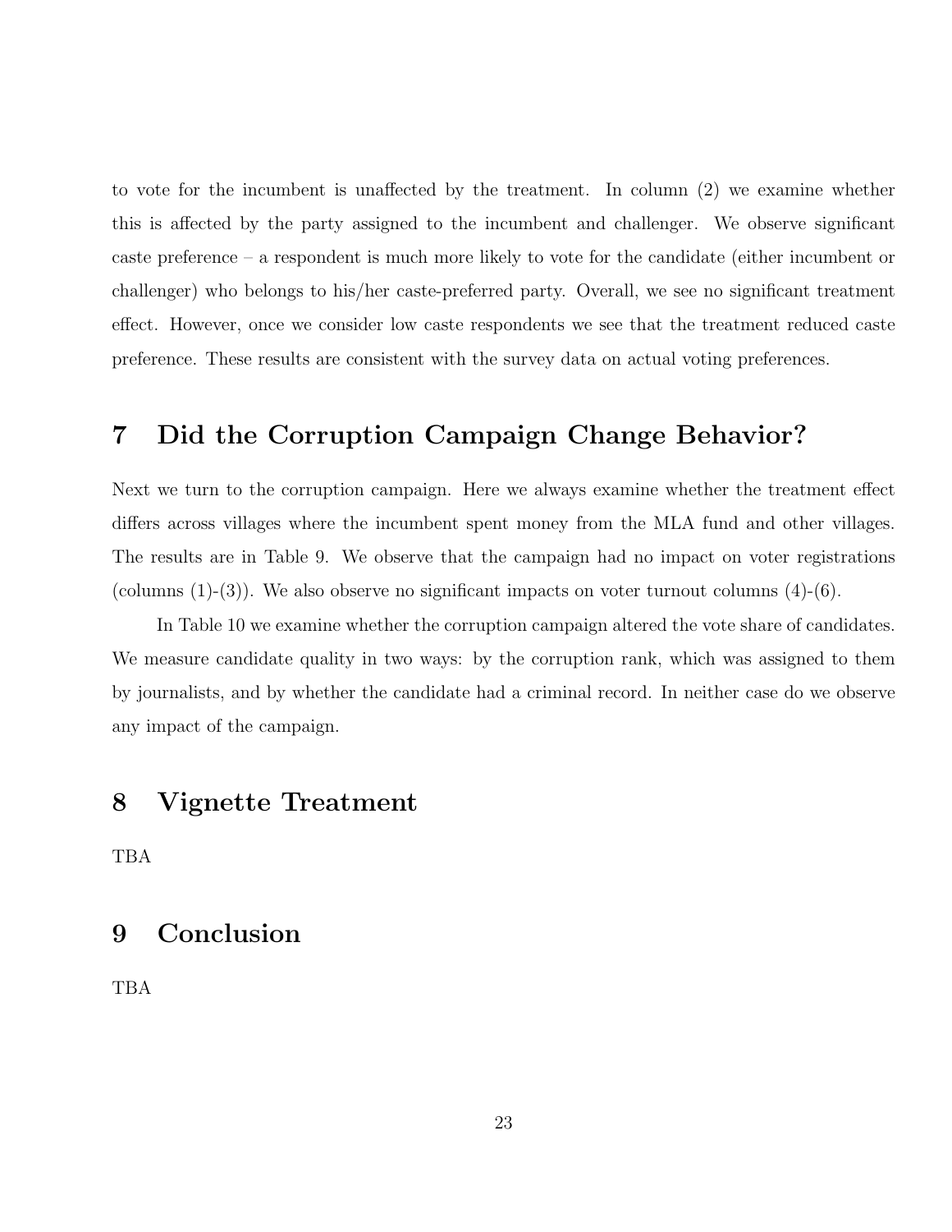to vote for the incumbent is unaffected by the treatment. In column (2) we examine whether this is affected by the party assigned to the incumbent and challenger. We observe significant caste preference – a respondent is much more likely to vote for the candidate (either incumbent or challenger) who belongs to his/her caste-preferred party. Overall, we see no significant treatment effect. However, once we consider low caste respondents we see that the treatment reduced caste preference. These results are consistent with the survey data on actual voting preferences.

## 7 Did the Corruption Campaign Change Behavior?

Next we turn to the corruption campaign. Here we always examine whether the treatment effect differs across villages where the incumbent spent money from the MLA fund and other villages. The results are in Table 9. We observe that the campaign had no impact on voter registrations (columns (1)-(3)). We also observe no significant impacts on voter turnout columns (4)-(6).

In Table 10 we examine whether the corruption campaign altered the vote share of candidates. We measure candidate quality in two ways: by the corruption rank, which was assigned to them by journalists, and by whether the candidate had a criminal record. In neither case do we observe any impact of the campaign.

## 8 Vignette Treatment

TBA

## 9 Conclusion

TBA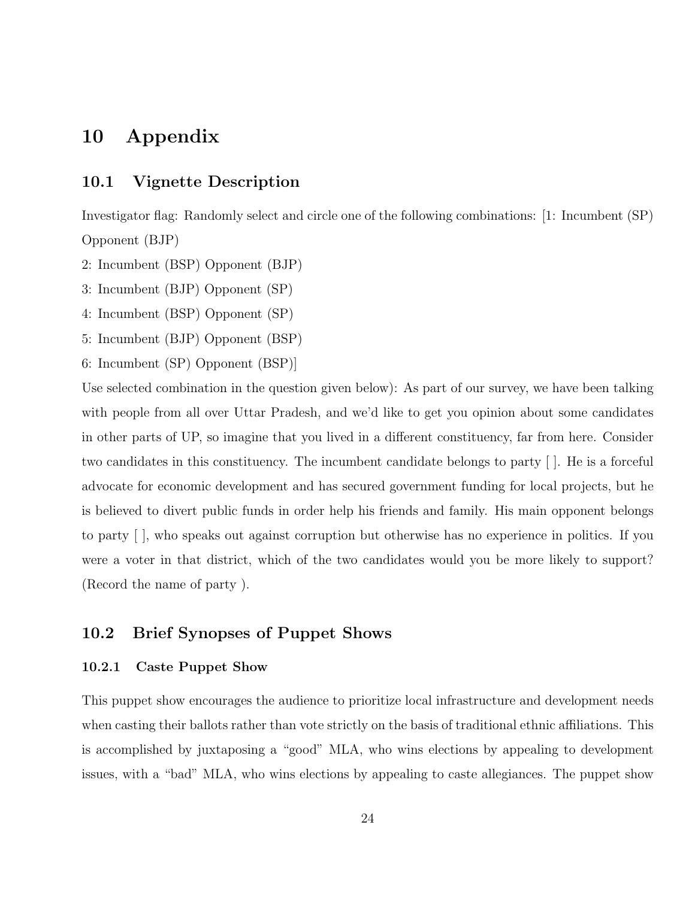# 10 Appendix

## 10.1 Vignette Description

Investigator flag: Randomly select and circle one of the following combinations: [1: Incumbent (SP) Opponent (BJP)

2: Incumbent (BSP) Opponent (BJP)

3: Incumbent (BJP) Opponent (SP)

4: Incumbent (BSP) Opponent (SP)

5: Incumbent (BJP) Opponent (BSP)

6: Incumbent (SP) Opponent (BSP)]

Use selected combination in the question given below): As part of our survey, we have been talking with people from all over Uttar Pradesh, and we'd like to get you opinion about some candidates in other parts of UP, so imagine that you lived in a different constituency, far from here. Consider two candidates in this constituency. The incumbent candidate belongs to party [ ]. He is a forceful advocate for economic development and has secured government funding for local projects, but he is believed to divert public funds in order help his friends and family. His main opponent belongs to party [ ], who speaks out against corruption but otherwise has no experience in politics. If you were a voter in that district, which of the two candidates would you be more likely to support? (Record the name of party ).

## 10.2 Brief Synopses of Puppet Shows

### 10.2.1 Caste Puppet Show

This puppet show encourages the audience to prioritize local infrastructure and development needs when casting their ballots rather than vote strictly on the basis of traditional ethnic affiliations. This is accomplished by juxtaposing a "good" MLA, who wins elections by appealing to development issues, with a "bad" MLA, who wins elections by appealing to caste allegiances. The puppet show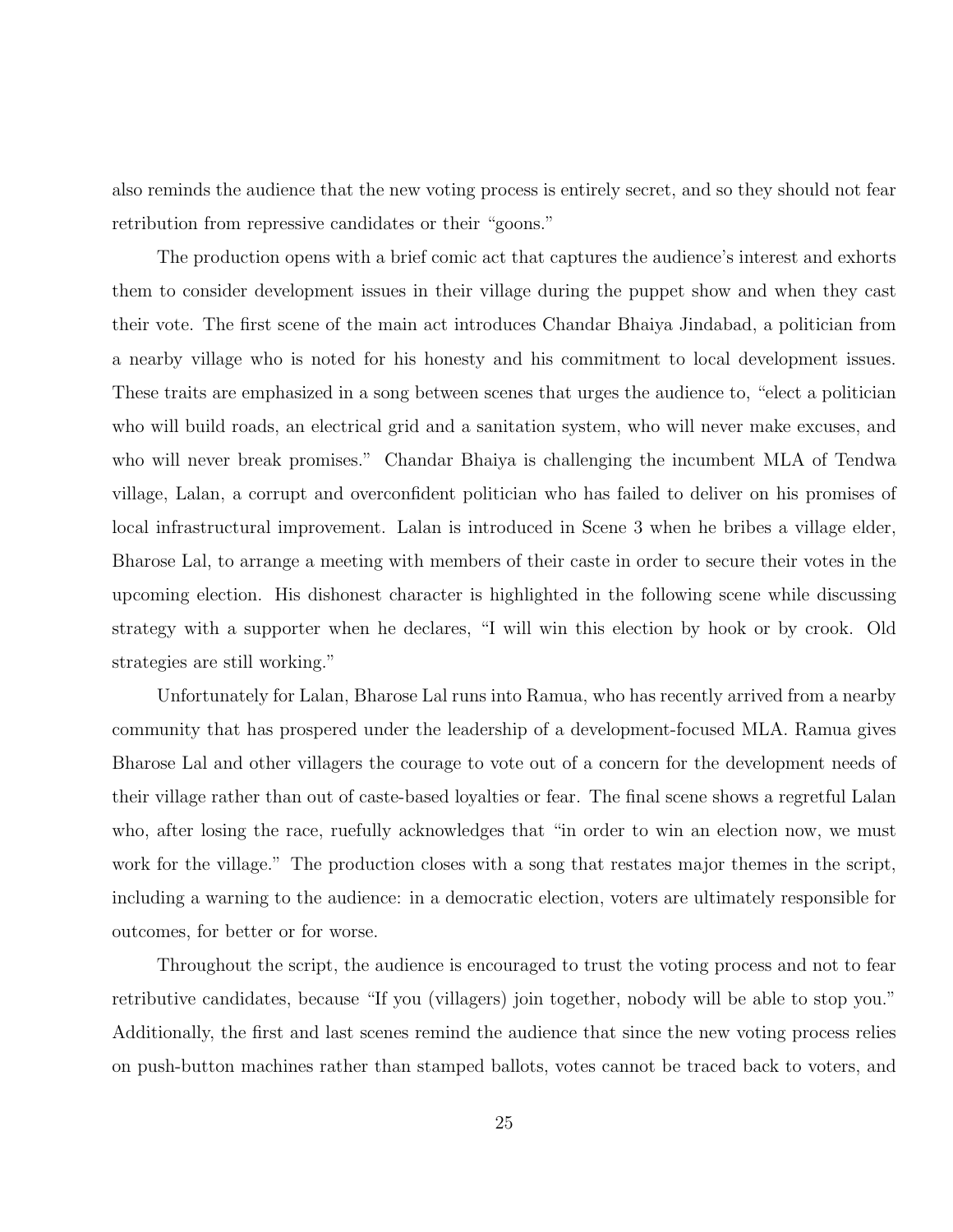also reminds the audience that the new voting process is entirely secret, and so they should not fear retribution from repressive candidates or their "goons."

The production opens with a brief comic act that captures the audience's interest and exhorts them to consider development issues in their village during the puppet show and when they cast their vote. The first scene of the main act introduces Chandar Bhaiya Jindabad, a politician from a nearby village who is noted for his honesty and his commitment to local development issues. These traits are emphasized in a song between scenes that urges the audience to, "elect a politician who will build roads, an electrical grid and a sanitation system, who will never make excuses, and who will never break promises." Chandar Bhaiya is challenging the incumbent MLA of Tendwa village, Lalan, a corrupt and overconfident politician who has failed to deliver on his promises of local infrastructural improvement. Lalan is introduced in Scene 3 when he bribes a village elder, Bharose Lal, to arrange a meeting with members of their caste in order to secure their votes in the upcoming election. His dishonest character is highlighted in the following scene while discussing strategy with a supporter when he declares, "I will win this election by hook or by crook. Old strategies are still working."

Unfortunately for Lalan, Bharose Lal runs into Ramua, who has recently arrived from a nearby community that has prospered under the leadership of a development-focused MLA. Ramua gives Bharose Lal and other villagers the courage to vote out of a concern for the development needs of their village rather than out of caste-based loyalties or fear. The final scene shows a regretful Lalan who, after losing the race, ruefully acknowledges that "in order to win an election now, we must work for the village." The production closes with a song that restates major themes in the script, including a warning to the audience: in a democratic election, voters are ultimately responsible for outcomes, for better or for worse.

Throughout the script, the audience is encouraged to trust the voting process and not to fear retributive candidates, because "If you (villagers) join together, nobody will be able to stop you." Additionally, the first and last scenes remind the audience that since the new voting process relies on push-button machines rather than stamped ballots, votes cannot be traced back to voters, and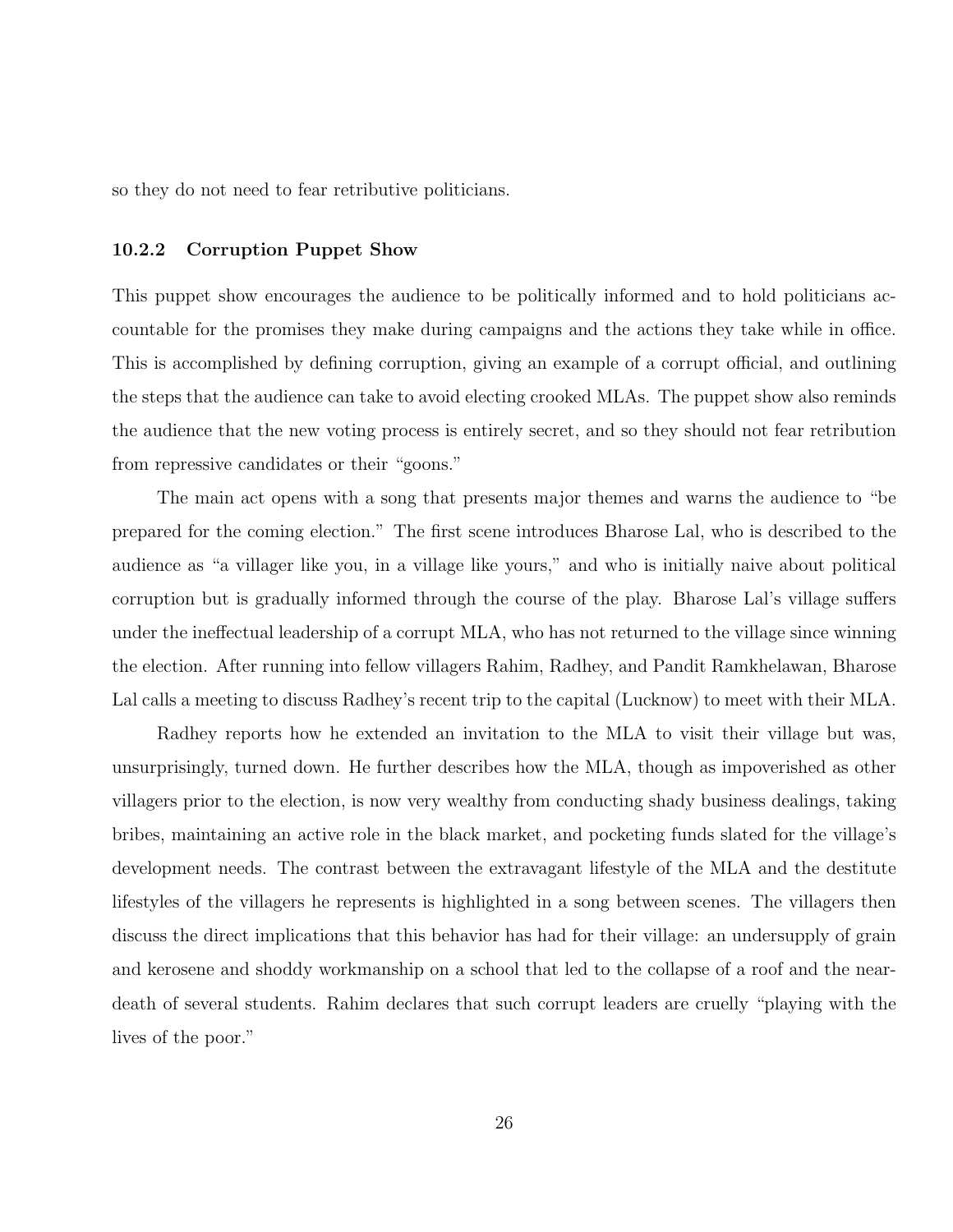so they do not need to fear retributive politicians.

### 10.2.2 Corruption Puppet Show

This puppet show encourages the audience to be politically informed and to hold politicians accountable for the promises they make during campaigns and the actions they take while in office. This is accomplished by defining corruption, giving an example of a corrupt official, and outlining the steps that the audience can take to avoid electing crooked MLAs. The puppet show also reminds the audience that the new voting process is entirely secret, and so they should not fear retribution from repressive candidates or their "goons."

The main act opens with a song that presents major themes and warns the audience to "be prepared for the coming election." The first scene introduces Bharose Lal, who is described to the audience as "a villager like you, in a village like yours," and who is initially naive about political corruption but is gradually informed through the course of the play. Bharose Lal's village suffers under the ineffectual leadership of a corrupt MLA, who has not returned to the village since winning the election. After running into fellow villagers Rahim, Radhey, and Pandit Ramkhelawan, Bharose Lal calls a meeting to discuss Radhey's recent trip to the capital (Lucknow) to meet with their MLA.

Radhey reports how he extended an invitation to the MLA to visit their village but was, unsurprisingly, turned down. He further describes how the MLA, though as impoverished as other villagers prior to the election, is now very wealthy from conducting shady business dealings, taking bribes, maintaining an active role in the black market, and pocketing funds slated for the village's development needs. The contrast between the extravagant lifestyle of the MLA and the destitute lifestyles of the villagers he represents is highlighted in a song between scenes. The villagers then discuss the direct implications that this behavior has had for their village: an undersupply of grain and kerosene and shoddy workmanship on a school that led to the collapse of a roof and the near-death of several students. Rahim declares that such corrupt leaders are cruelly "playing with the lives of the poor."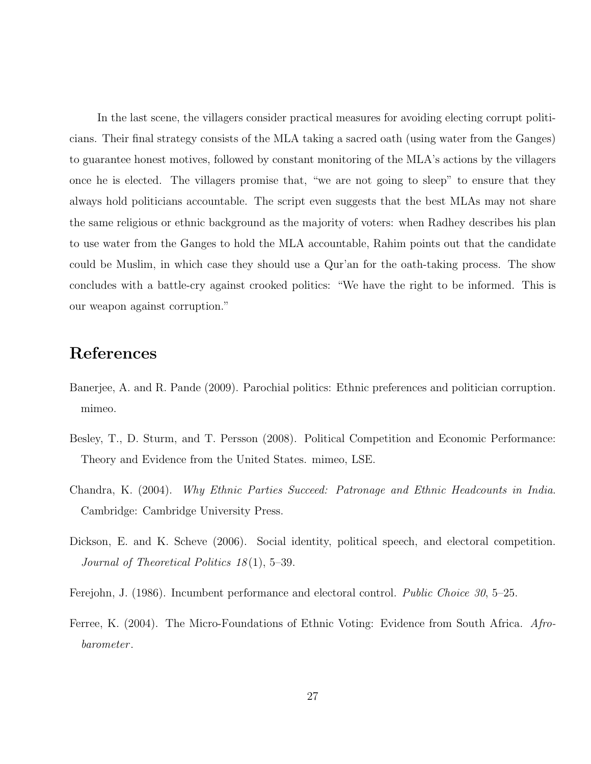In the last scene, the villagers consider practical measures for avoiding electing corrupt politicians. Their final strategy consists of the MLA taking a sacred oath (using water from the Ganges) to guarantee honest motives, followed by constant monitoring of the MLA's actions by the villagers once he is elected. The villagers promise that, "we are not going to sleep" to ensure that they always hold politicians accountable. The script even suggests that the best MLAs may not share the same religious or ethnic background as the majority of voters: when Radhey describes his plan to use water from the Ganges to hold the MLA accountable, Rahim points out that the candidate could be Muslim, in which case they should use a Qur'an for the oath-taking process. The show concludes with a battle-cry against crooked politics: "We have the right to be informed. This is our weapon against corruption."

## References

Banerjee, A. and R. Pande (2009). Parochial politics: Ethnic preferences and politician corruption. mimeo.

Besley, T., D. Sturm, and T. Persson (2008). Political Competition and Economic Performance: Theory and Evidence from the United States. mimeo, LSE.

Chandra, K. (2004). *Why Ethnic Parties Succeed: Patronage and Ethnic Headcounts in India*. Cambridge: Cambridge University Press.

Dickson, E. and K. Scheve (2006). Social identity, political speech, and electoral competition. *Journal of Theoretical Politics 18*(1), 5–39.

Ferejohn, J. (1986). Incumbent performance and electoral control. *Public Choice 30*, 5–25.

Ferree, K. (2004). The Micro-Foundations of Ethnic Voting: Evidence from South Africa. *Afrobarometer*.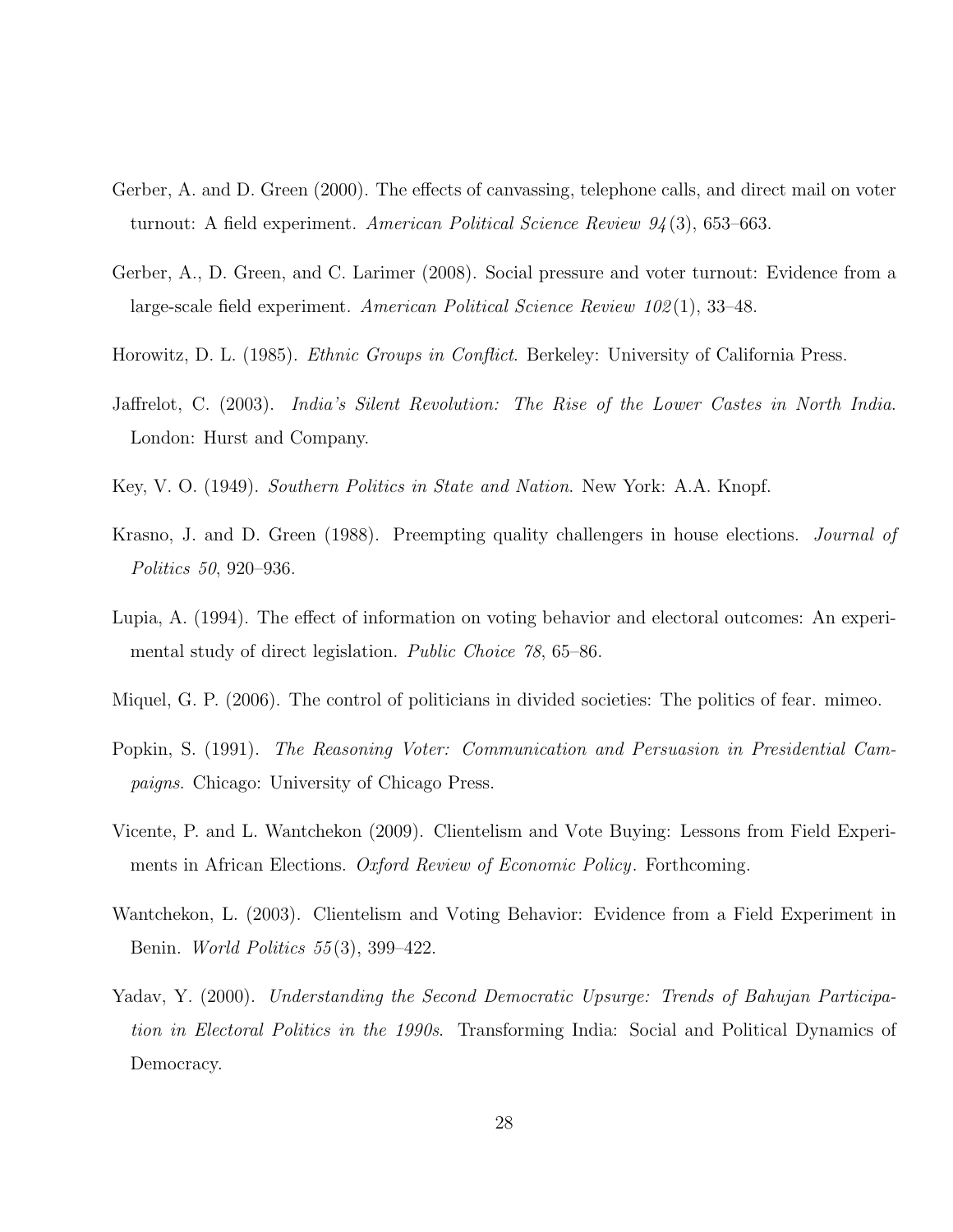Gerber, A. and D. Green (2000). The effects of canvassing, telephone calls, and direct mail on voter turnout: A field experiment. *American Political Science Review 94*(3), 653–663.

Gerber, A., D. Green, and C. Larimer (2008). Social pressure and voter turnout: Evidence from a large-scale field experiment. *American Political Science Review 102*(1), 33–48.

Horowitz, D. L. (1985). *Ethnic Groups in Conflict*. Berkeley: University of California Press.

Jaffrelot, C. (2003). *India's Silent Revolution: The Rise of the Lower Castes in North India*. London: Hurst and Company.

Key, V. O. (1949). *Southern Politics in State and Nation*. New York: A.A. Knopf.

Krasno, J. and D. Green (1988). Preempting quality challengers in house elections. *Journal of Politics 50*, 920–936.

Lupia, A. (1994). The effect of information on voting behavior and electoral outcomes: An experimental study of direct legislation. *Public Choice 78*, 65–86.

Miquel, G. P. (2006). The control of politicians in divided societies: The politics of fear. mimeo.

Popkin, S. (1991). *The Reasoning Voter: Communication and Persuasion in Presidential Campaigns*. Chicago: University of Chicago Press.

Vicente, P. and L. Wantchekon (2009). Clientelism and Vote Buying: Lessons from Field Experiments in African Elections. *Oxford Review of Economic Policy*. Forthcoming.

Wantchekon, L. (2003). Clientelism and Voting Behavior: Evidence from a Field Experiment in Benin. *World Politics 55*(3), 399–422.

Yadav, Y. (2000). *Understanding the Second Democratic Upsurge: Trends of Bahujan Participation in Electoral Politics in the 1990s*. Transforming India: Social and Political Dynamics of Democracy.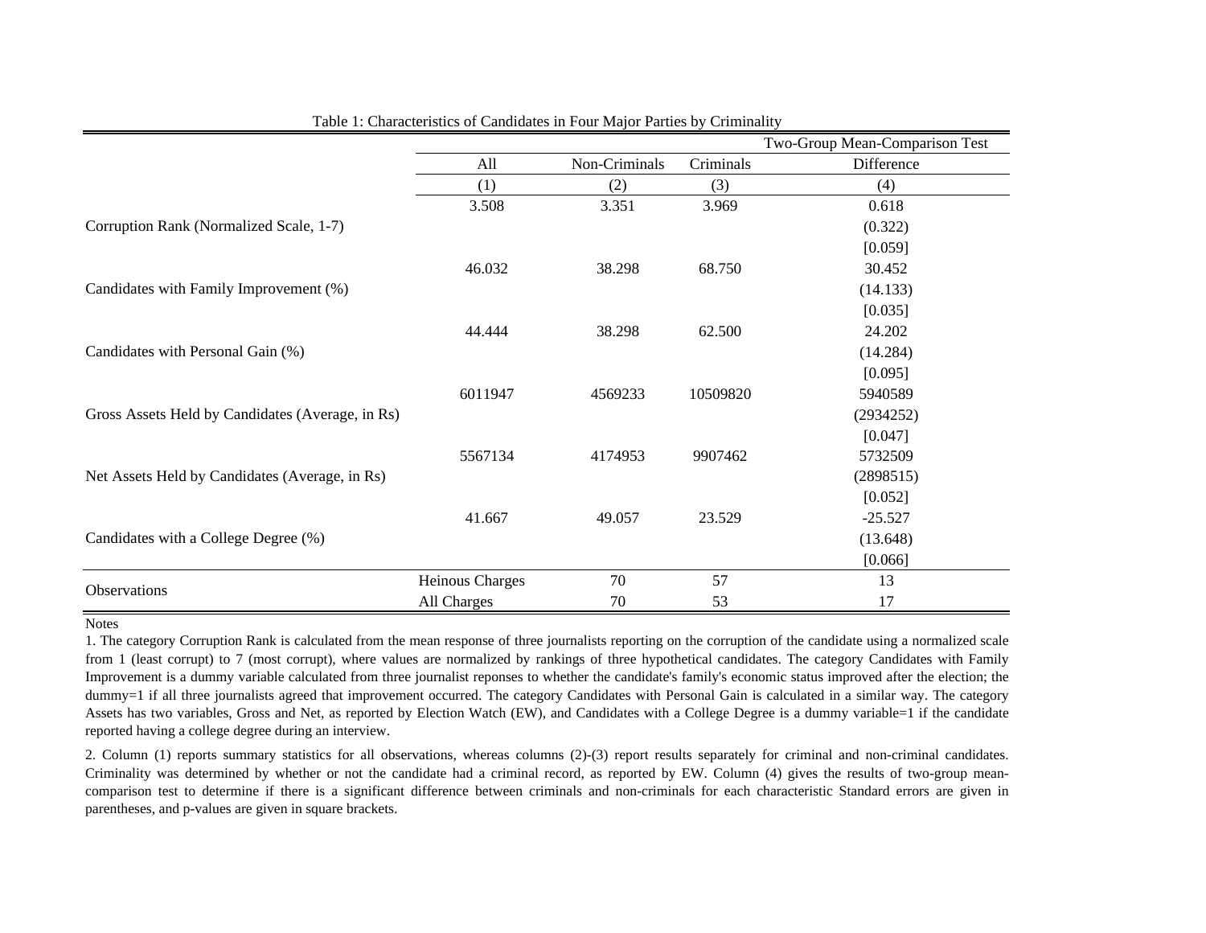Table 1: Characteristics of Candidates in Four Major Parties by Criminality

| | All | Non-Criminals | Criminals | Two-Group Mean-Comparison Test Difference |
|---|---|---|---|---|
| | (1) | (2) | (3) | (4) |
| Corruption Rank (Normalized Scale, 1-7) | 3.508 | 3.351 | 3.969 | 0.618 |
| | | | | (0.322) |
| | | | | [0.059] |
| Candidates with Family Improvement (%) | 46.032 | 38.298 | 68.750 | 30.452 |
| | | | | (14.133) |
| | | | | [0.035] |
| Candidates with Personal Gain (%) | 44.444 | 38.298 | 62.500 | 24.202 |
| | | | | (14.284) |
| | | | | [0.095] |
| Gross Assets Held by Candidates (Average, in Rs) | 6011947 | 4569233 | 10509820 | 5940589 |
| | | | | (2934252) |
| | | | | [0.047] |
| Net Assets Held by Candidates (Average, in Rs) | 5567134 | 4174953 | 9907462 | 5732509 |
| | | | | (2898515) |
| | | | | [0.052] |
| Candidates with a College Degree (%) | 41.667 | 49.057 | 23.529 | -25.527 |
| | | | | (13.648) |
| | | | | [0.066] |
| Observations | Heinous Charges | 70 | 57 | 13 |
| | All Charges | 70 | 53 | 17 |

Notes

1. The category Corruption Rank is calculated from the mean response of three journalists reporting on the corruption of the candidate using a normalized scale from 1 (least corrupt) to 7 (most corrupt), where values are normalized by rankings of three hypothetical candidates. The category Candidates with Family Improvement is a dummy variable calculated from three journalist reponses to whether the candidate's family's economic status improved after the election; the dummy=1 if all three journalists agreed that improvement occurred. The category Candidates with Personal Gain is calculated in a similar way. The category Assets has two variables, Gross and Net, as reported by Election Watch (EW), and Candidates with a College Degree is a dummy variable=1 if the candidate reported having a college degree during an interview.

2. Column (1) reports summary statistics for all observations, whereas columns (2)-(3) report results separately for criminal and non-criminal candidates. Criminality was determined by whether or not the candidate had a criminal record, as reported by EW. Column (4) gives the results of two-group mean-comparison test to determine if there is a significant difference between criminals and non-criminals for each characteristic Standard errors are given in parentheses, and p-values are given in square brackets.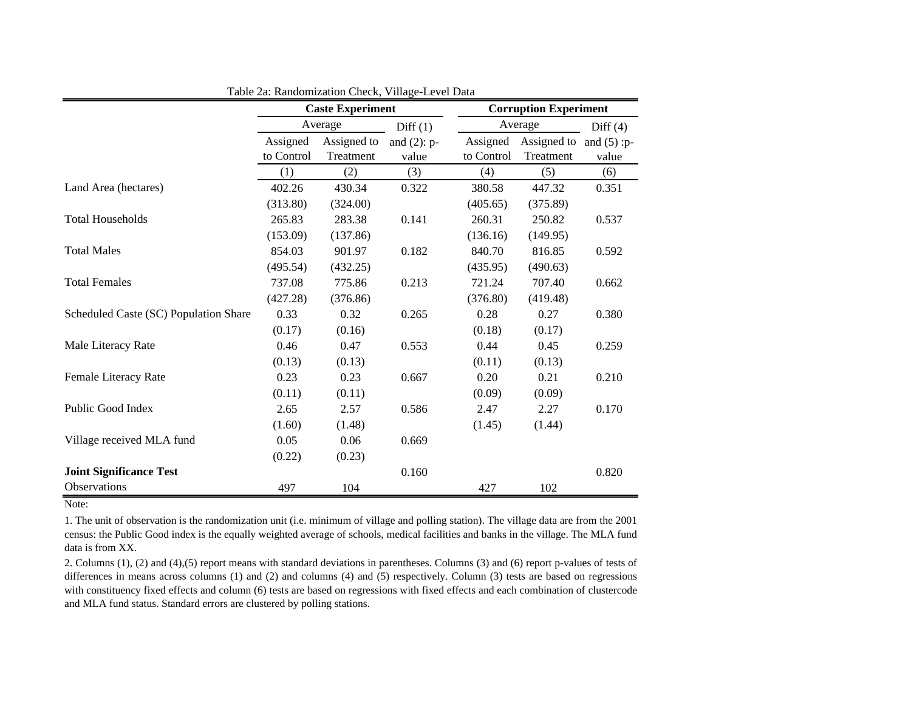Table 2a: Randomization Check, Village-Level Data

| | Caste Experiment | | | Corruption Experiment | | |
|---|---|---|---|---|---|---|
| | Average | | Diff (1) and (2): p-value | Average | | Diff (4) and (5) :p-value |
| | Assigned to Control | Assigned to Treatment | | Assigned to Control | Assigned to Treatment | |
| | (1) | (2) | (3) | (4) | (5) | (6) |
| Land Area (hectares) | 402.26 | 430.34 | 0.322 | 380.58 | 447.32 | 0.351 |
| | (313.80) | (324.00) | | (405.65) | (375.89) | |
| Total Households | 265.83 | 283.38 | 0.141 | 260.31 | 250.82 | 0.537 |
| | (153.09) | (137.86) | | (136.16) | (149.95) | |
| Total Males | 854.03 | 901.97 | 0.182 | 840.70 | 816.85 | 0.592 |
| | (495.54) | (432.25) | | (435.95) | (490.63) | |
| Total Females | 737.08 | 775.86 | 0.213 | 721.24 | 707.40 | 0.662 |
| | (427.28) | (376.86) | | (376.80) | (419.48) | |
| Scheduled Caste (SC) Population Share | 0.33 | 0.32 | 0.265 | 0.28 | 0.27 | 0.380 |
| | (0.17) | (0.16) | | (0.18) | (0.17) | |
| Male Literacy Rate | 0.46 | 0.47 | 0.553 | 0.44 | 0.45 | 0.259 |
| | (0.13) | (0.13) | | (0.11) | (0.13) | |
| Female Literacy Rate | 0.23 | 0.23 | 0.667 | 0.20 | 0.21 | 0.210 |
| | (0.11) | (0.11) | | (0.09) | (0.09) | |
| Public Good Index | 2.65 | 2.57 | 0.586 | 2.47 | 2.27 | 0.170 |
| | (1.60) | (1.48) | | (1.45) | (1.44) | |
| Village received MLA fund | 0.05 | 0.06 | 0.669 | | | |
| | (0.22) | (0.23) | | | | |
| **Joint Significance Test** | | | 0.160 | | | 0.820 |
| Observations | 497 | 104 | | 427 | 102 | |

Note:

1. The unit of observation is the randomization unit (i.e. minimum of village and polling station). The village data are from the 2001 census: the Public Good index is the equally weighted average of schools, medical facilities and banks in the village. The MLA fund data is from XX.

2. Columns (1), (2) and (4),(5) report means with standard deviations in parentheses. Columns (3) and (6) report p-values of tests of differences in means across columns (1) and (2) and columns (4) and (5) respectively. Column (3) tests are based on regressions with constituency fixed effects and column (6) tests are based on regressions with fixed effects and each combination of clustercode and MLA fund status. Standard errors are clustered by polling stations.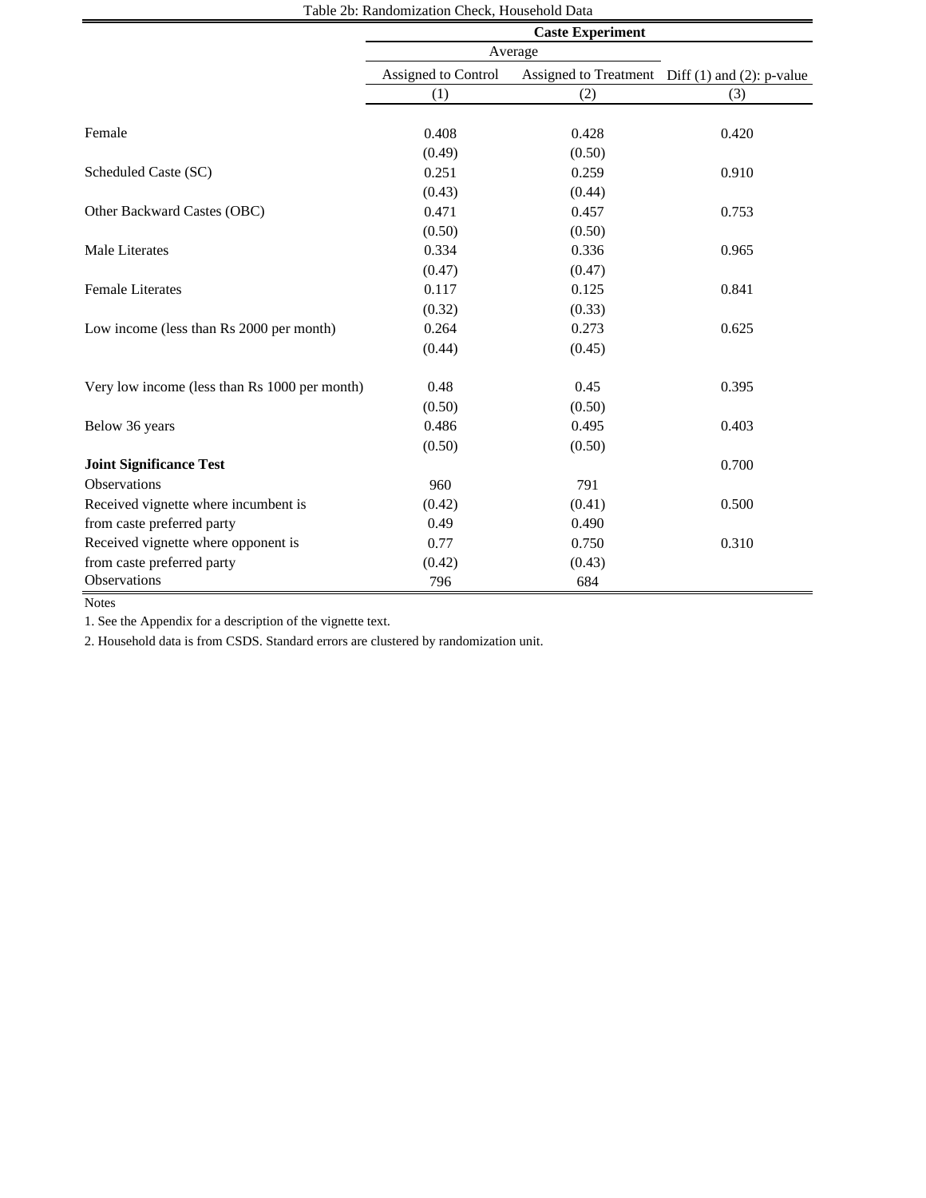Table 2b: Randomization Check, Household Data

| | Caste Experiment | | |
|---|---|---|---|
| | Average | | |
| | Assigned to Control | Assigned to Treatment | Diff (1) and (2): p-value |
| | (1) | (2) | (3) |
| Female | 0.408 | 0.428 | 0.420 |
| | (0.49) | (0.50) | |
| Scheduled Caste (SC) | 0.251 | 0.259 | 0.910 |
| | (0.43) | (0.44) | |
| Other Backward Castes (OBC) | 0.471 | 0.457 | 0.753 |
| | (0.50) | (0.50) | |
| Male Literates | 0.334 | 0.336 | 0.965 |
| | (0.47) | (0.47) | |
| Female Literates | 0.117 | 0.125 | 0.841 |
| | (0.32) | (0.33) | |
| Low income (less than Rs 2000 per month) | 0.264 | 0.273 | 0.625 |
| | (0.44) | (0.45) | |
| Very low income (less than Rs 1000 per month) | 0.48 | 0.45 | 0.395 |
| | (0.50) | (0.50) | |
| Below 36 years | 0.486 | 0.495 | 0.403 |
| | (0.50) | (0.50) | |
| **Joint Significance Test** | | | 0.700 |
| Observations | 960 | 791 | |
| Received vignette where incumbent is | (0.42) | (0.41) | 0.500 |
| from caste preferred party | 0.49 | 0.490 | |
| Received vignette where opponent is | 0.77 | 0.750 | 0.310 |
| from caste preferred party | (0.42) | (0.43) | |
| Observations | 796 | 684 | |

Notes

1. See the Appendix for a description of the vignette text.

2. Household data is from CSDS. Standard errors are clustered by randomization unit.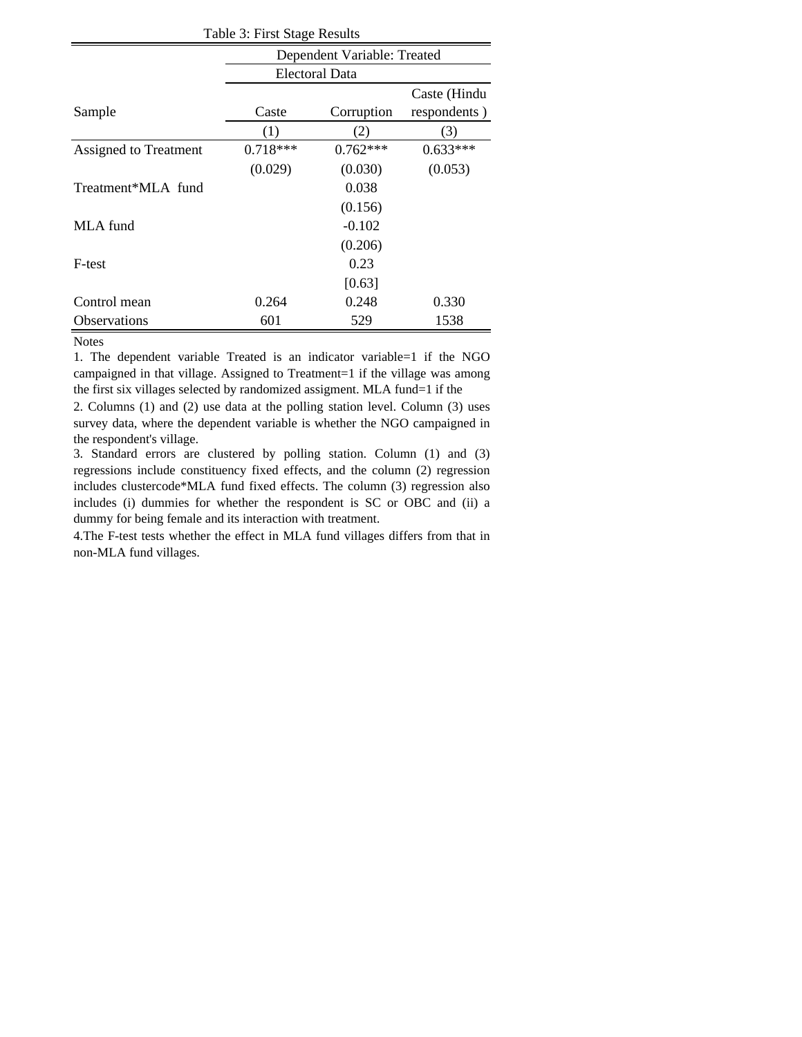Table 3: First Stage Results

| | Dependent Variable: Treated | | |
|---|---|---|---|
| | Electoral Data | | |
| Sample | Caste | Corruption | Caste (Hindu respondents ) |
| | (1) | (2) | (3) |
| Assigned to Treatment | 0.718*** | 0.762*** | 0.633*** |
| | (0.029) | (0.030) | (0.053) |
| Treatment*MLA fund | | 0.038 | |
| | | (0.156) | |
| MLA fund | | -0.102 | |
| | | (0.206) | |
| F-test | | 0.23 | |
| | | [0.63] | |
| Control mean | 0.264 | 0.248 | 0.330 |
| Observations | 601 | 529 | 1538 |

Notes

1. The dependent variable Treated is an indicator variable=1 if the NGO campaigned in that village. Assigned to Treatment=1 if the village was among the first six villages selected by randomized assigment. MLA fund=1 if the

2. Columns (1) and (2) use data at the polling station level. Column (3) uses survey data, where the dependent variable is whether the NGO campaigned in the respondent's village.

3. Standard errors are clustered by polling station. Column (1) and (3) regressions include constituency fixed effects, and the column (2) regression includes clustercode*MLA fund fixed effects. The column (3) regression also includes (i) dummies for whether the respondent is SC or OBC and (ii) a dummy for being female and its interaction with treatment.

4. The F-test tests whether the effect in MLA fund villages differs from that in non-MLA fund villages.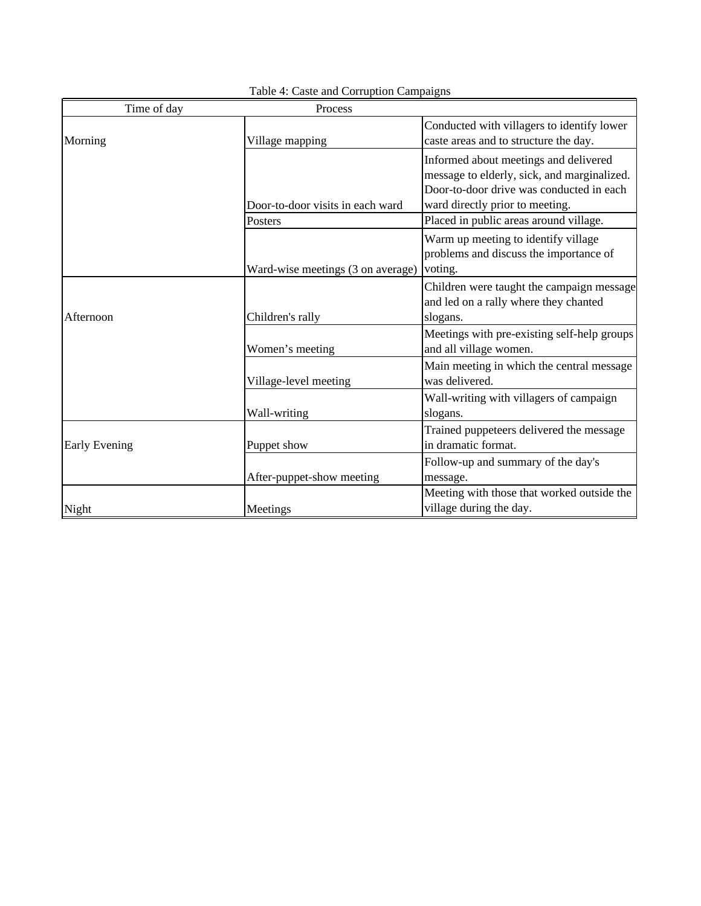Table 4: Caste and Corruption Campaigns

| Time of day | Process | |
|---|---|---|
| Morning | Village mapping | Conducted with villagers to identify lower caste areas and to structure the day. |
| | Door-to-door visits in each ward | Informed about meetings and delivered message to elderly, sick, and marginalized. Door-to-door drive was conducted in each ward directly prior to meeting. |
| | Posters | Placed in public areas around village. |
| | Ward-wise meetings (3 on average) | Warm up meeting to identify village problems and discuss the importance of voting. |
| Afternoon | Children's rally | Children were taught the campaign message and led on a rally where they chanted slogans. |
| | Women's meeting | Meetings with pre-existing self-help groups and all village women. |
| | Village-level meeting | Main meeting in which the central message was delivered. |
| | Wall-writing | Wall-writing with villagers of campaign slogans. |
| Early Evening | Puppet show | Trained puppeteers delivered the message in dramatic format. |
| | After-puppet-show meeting | Follow-up and summary of the day's message. |
| Night | Meetings | Meeting with those that worked outside the village during the day. |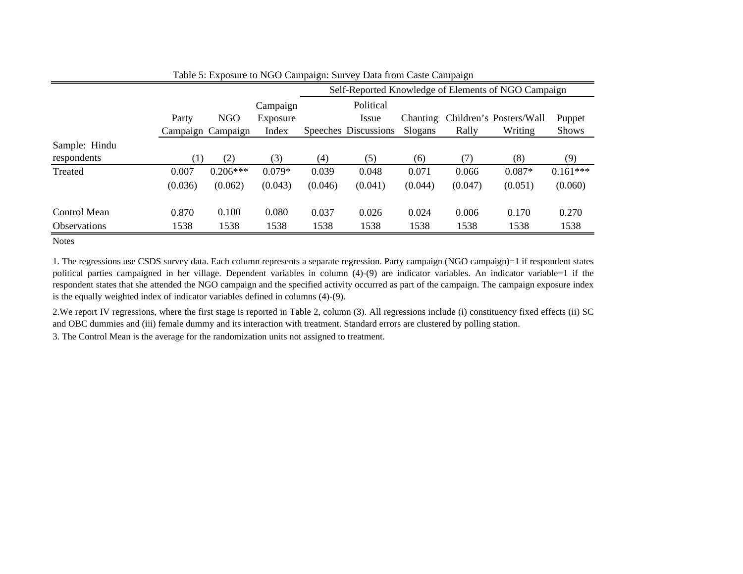Table 5: Exposure to NGO Campaign: Survey Data from Caste Campaign

| | | | | Self-Reported Knowledge of Elements of NGO Campaign | | | | | |
|---|---|---|---|---|---|---|---|---|---|
| | Party Campaign | NGO Campaign | Campaign Exposure Index | Speeches | Political Issue Discussions | Chanting Slogans | Children's Rally | Posters/Wall Writing | Puppet Shows |
| Sample: Hindu respondents | (1) | (2) | (3) | (4) | (5) | (6) | (7) | (8) | (9) |
| Treated | 0.007 | 0.206*** | 0.079* | 0.039 | 0.048 | 0.071 | 0.066 | 0.087* | 0.161*** |
| | (0.036) | (0.062) | (0.043) | (0.046) | (0.041) | (0.044) | (0.047) | (0.051) | (0.060) |
| Control Mean | 0.870 | 0.100 | 0.080 | 0.037 | 0.026 | 0.024 | 0.006 | 0.170 | 0.270 |
| Observations | 1538 | 1538 | 1538 | 1538 | 1538 | 1538 | 1538 | 1538 | 1538 |

Notes

1. The regressions use CSDS survey data. Each column represents a separate regression. Party campaign (NGO campaign)=1 if respondent states political parties campaigned in her village. Dependent variables in column (4)-(9) are indicator variables. An indicator variable=1 if the respondent states that she attended the NGO campaign and the specified activity occurred as part of the campaign. The campaign exposure index is the equally weighted index of indicator variables defined in columns (4)-(9).

2.We report IV regressions, where the first stage is reported in Table 2, column (3). All regressions include (i) constituency fixed effects (ii) SC and OBC dummies and (iii) female dummy and its interaction with treatment. Standard errors are clustered by polling station.

3. The Control Mean is the average for the randomization units not assigned to treatment.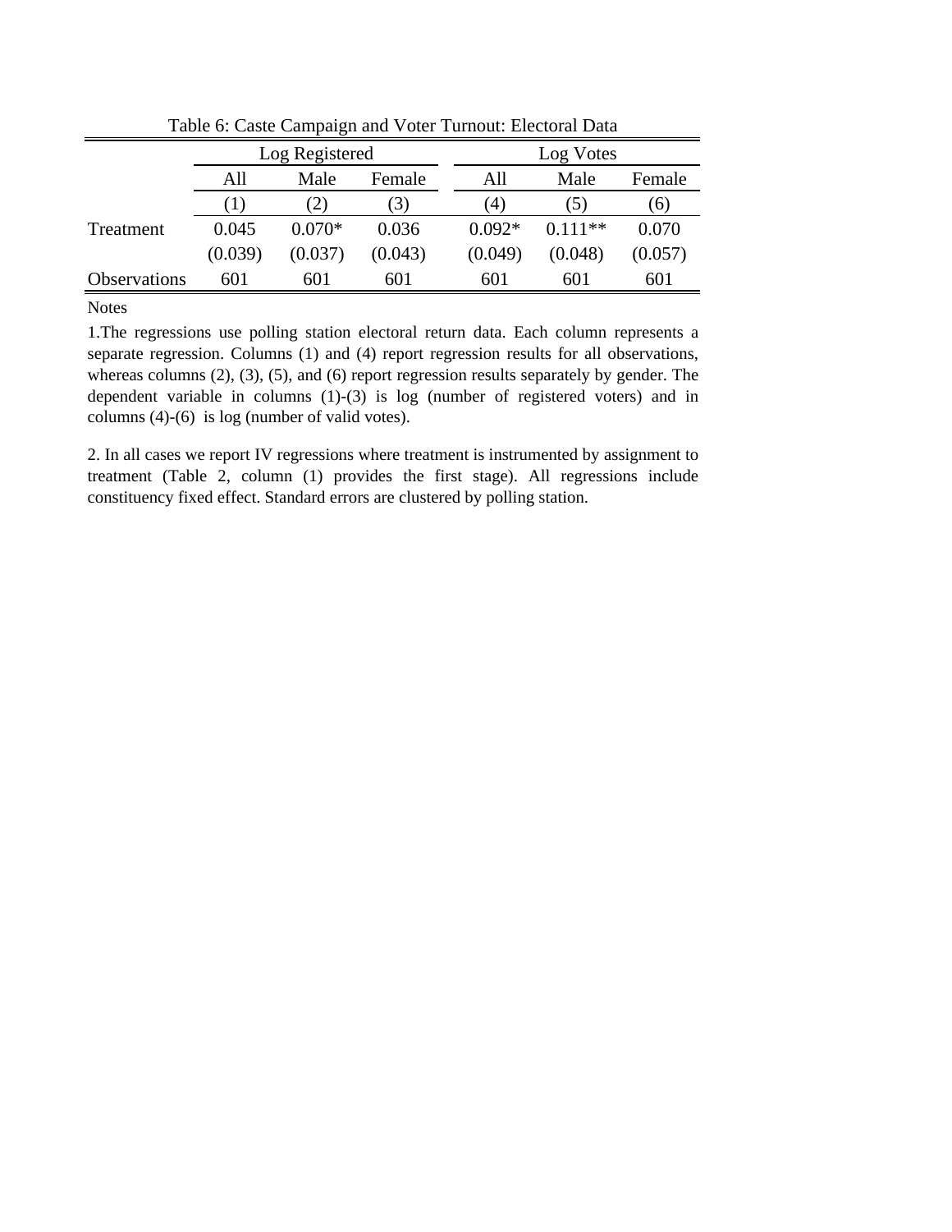Table 6: Caste Campaign and Voter Turnout: Electoral Data

| | Log Registered | | | Log Votes | | |
|---|---|---|---|---|---|---|
| | All | Male | Female | All | Male | Female |
| | (1) | (2) | (3) | (4) | (5) | (6) |
| Treatment | 0.045 | 0.070* | 0.036 | 0.092* | 0.111** | 0.070 |
| | (0.039) | (0.037) | (0.043) | (0.049) | (0.048) | (0.057) |
| Observations | 601 | 601 | 601 | 601 | 601 | 601 |

Notes

1.The regressions use polling station electoral return data. Each column represents a separate regression. Columns (1) and (4) report regression results for all observations, whereas columns (2), (3), (5), and (6) report regression results separately by gender. The dependent variable in columns (1)-(3) is log (number of registered voters) and in columns (4)-(6) is log (number of valid votes).

2. In all cases we report IV regressions where treatment is instrumented by assignment to treatment (Table 2, column (1) provides the first stage). All regressions include constituency fixed effect. Standard errors are clustered by polling station.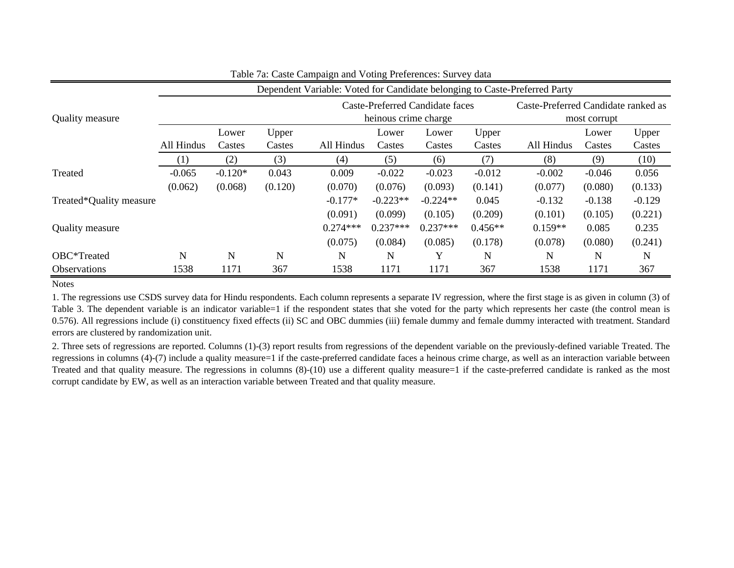Table 7a: Caste Campaign and Voting Preferences: Survey data

| | Dependent Variable: Voted for Candidate belonging to Caste-Preferred Party | | | | | | | | | |
|---|---|---|---|---|---|---|---|---|---|---|
| Quality measure | | | | Caste-Preferred Candidate faces heinous crime charge | | | | Caste-Preferred Candidate ranked as most corrupt | | |
| | All Hindus | Lower Castes | Upper Castes | All Hindus | Lower Castes | Lower Castes | Upper Castes | All Hindus | Lower Castes | Upper Castes |
| | (1) | (2) | (3) | (4) | (5) | (6) | (7) | (8) | (9) | (10) |
| Treated | -0.065 | -0.120* | 0.043 | 0.009 | -0.022 | -0.023 | -0.012 | -0.002 | -0.046 | 0.056 |
| | (0.062) | (0.068) | (0.120) | (0.070) | (0.076) | (0.093) | (0.141) | (0.077) | (0.080) | (0.133) |
| Treated*Quality measure | | | | -0.177* | -0.223** | -0.224** | 0.045 | -0.132 | -0.138 | -0.129 |
| | | | | (0.091) | (0.099) | (0.105) | (0.209) | (0.101) | (0.105) | (0.221) |
| Quality measure | | | | 0.274*** | 0.237*** | 0.237*** | 0.456** | 0.159** | 0.085 | 0.235 |
| | | | | (0.075) | (0.084) | (0.085) | (0.178) | (0.078) | (0.080) | (0.241) |
| OBC*Treated | N | N | N | N | N | Y | N | N | N | N |
| Observations | 1538 | 1171 | 367 | 1538 | 1171 | 1171 | 367 | 1538 | 1171 | 367 |

Notes

1. The regressions use CSDS survey data for Hindu respondents. Each column represents a separate IV regression, where the first stage is as given in column (3) of Table 3. The dependent variable is an indicator variable=1 if the respondent states that she voted for the party which represents her caste (the control mean is 0.576). All regressions include (i) constituency fixed effects (ii) SC and OBC dummies (iii) female dummy and female dummy interacted with treatment. Standard errors are clustered by randomization unit.

2. Three sets of regressions are reported. Columns (1)-(3) report results from regressions of the dependent variable on the previously-defined variable Treated. The regressions in columns (4)-(7) include a quality measure=1 if the caste-preferred candidate faces a heinous crime charge, as well as an interaction variable between Treated and that quality measure. The regressions in columns (8)-(10) use a different quality measure=1 if the caste-preferred candidate is ranked as the most corrupt candidate by EW, as well as an interaction variable between Treated and that quality measure.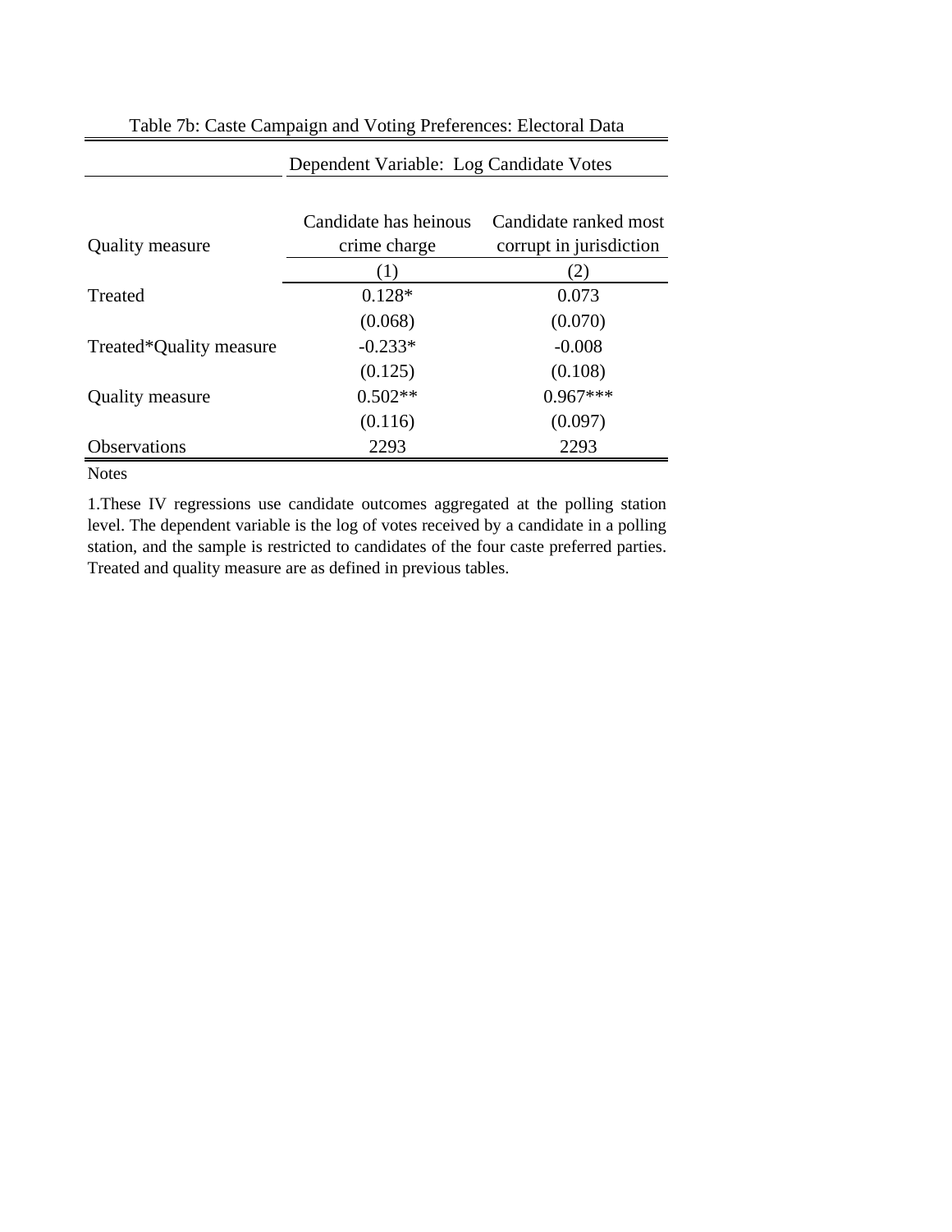Table 7b: Caste Campaign and Voting Preferences: Electoral Data

| | Dependent Variable: Log Candidate Votes | |
|---|---|---|
| Quality measure | Candidate has heinous crime charge | Candidate ranked most corrupt in jurisdiction |
| | (1) | (2) |
| Treated | 0.128* | 0.073 |
| | (0.068) | (0.070) |
| Treated*Quality measure | -0.233* | -0.008 |
| | (0.125) | (0.108) |
| Quality measure | 0.502** | 0.967*** |
| | (0.116) | (0.097) |
| Observations | 2293 | 2293 |

Notes

1.These IV regressions use candidate outcomes aggregated at the polling station level. The dependent variable is the log of votes received by a candidate in a polling station, and the sample is restricted to candidates of the four caste preferred parties. Treated and quality measure are as defined in previous tables.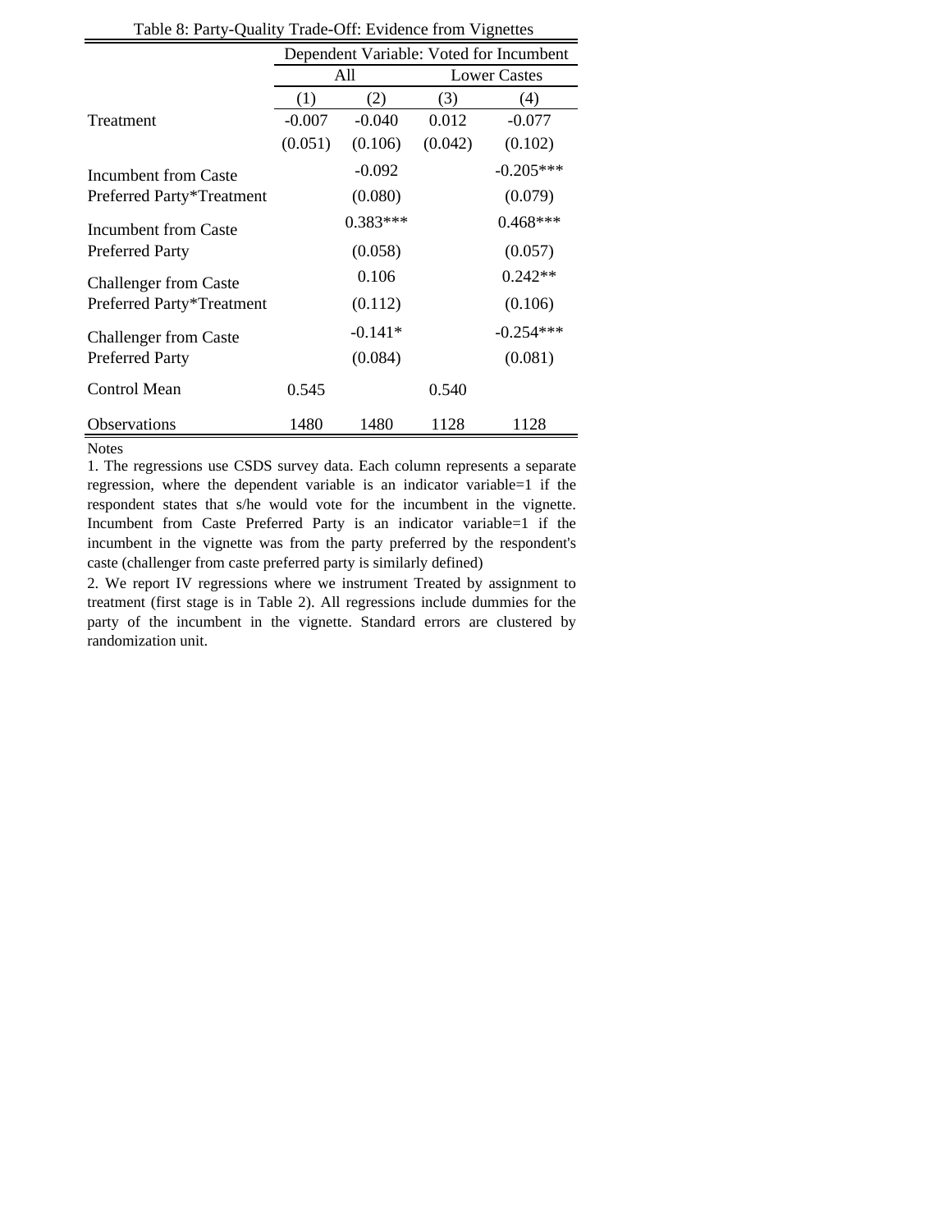Table 8: Party-Quality Trade-Off: Evidence from Vignettes

| | Dependent Variable: Voted for Incumbent | | | |
|---|---|---|---|---|
| | All | | Lower Castes | |
| | (1) | (2) | (3) | (4) |
| Treatment | -0.007 | -0.040 | 0.012 | -0.077 |
| | (0.051) | (0.106) | (0.042) | (0.102) |
| Incumbent from Caste Preferred Party*Treatment | | -0.092 | | -0.205*** |
| | | (0.080) | | (0.079) |
| Incumbent from Caste Preferred Party | | 0.383*** | | 0.468*** |
| | | (0.058) | | (0.057) |
| Challenger from Caste Preferred Party*Treatment | | 0.106 | | 0.242** |
| | | (0.112) | | (0.106) |
| Challenger from Caste Preferred Party | | -0.141* | | -0.254*** |
| | | (0.084) | | (0.081) |
| Control Mean | 0.545 | | 0.540 | |
| Observations | 1480 | 1480 | 1128 | 1128 |

Notes

1. The regressions use CSDS survey data. Each column represents a separate regression, where the dependent variable is an indicator variable=1 if the respondent states that s/he would vote for the incumbent in the vignette. Incumbent from Caste Preferred Party is an indicator variable=1 if the incumbent in the vignette was from the party preferred by the respondent's caste (challenger from caste preferred party is similarly defined)

2. We report IV regressions where we instrument Treated by assignment to treatment (first stage is in Table 2). All regressions include dummies for the party of the incumbent in the vignette. Standard errors are clustered by randomization unit.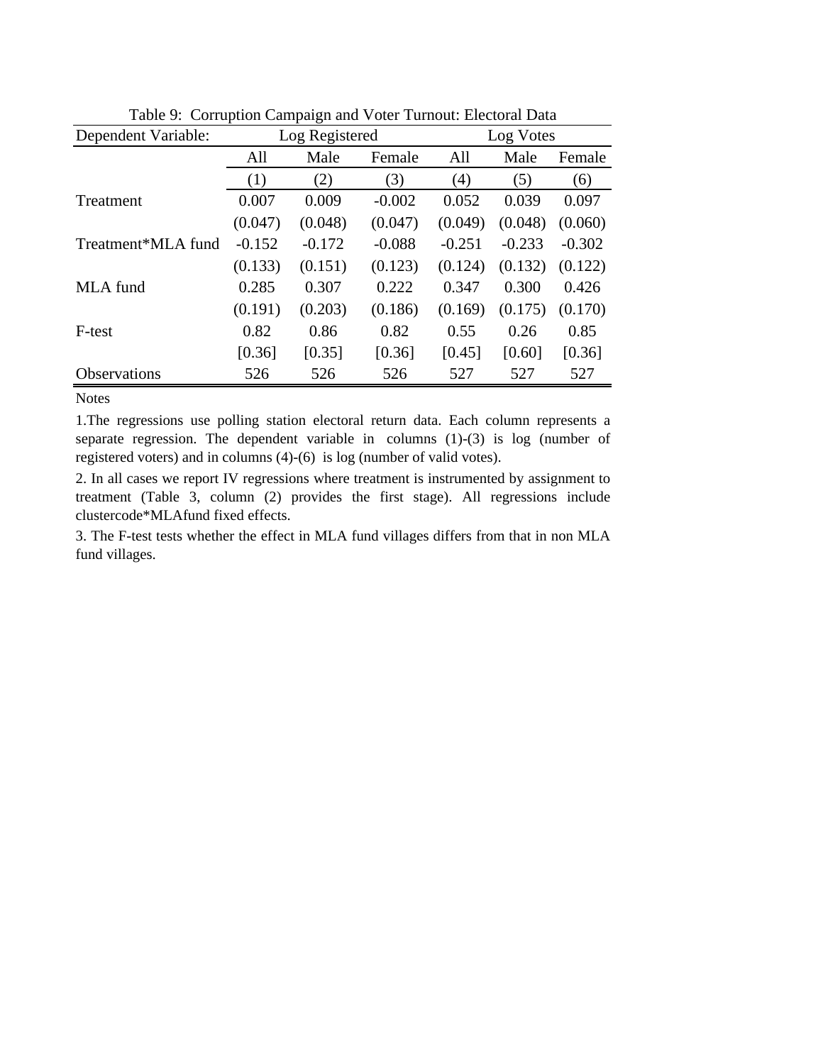Table 9: Corruption Campaign and Voter Turnout: Electoral Data

| Dependent Variable: | Log Registered | | | Log Votes | | |
|---|---|---|---|---|---|---|
| | All | Male | Female | All | Male | Female |
| | (1) | (2) | (3) | (4) | (5) | (6) |
| Treatment | 0.007 | 0.009 | -0.002 | 0.052 | 0.039 | 0.097 |
| | (0.047) | (0.048) | (0.047) | (0.049) | (0.048) | (0.060) |
| Treatment*MLA fund | -0.152 | -0.172 | -0.088 | -0.251 | -0.233 | -0.302 |
| | (0.133) | (0.151) | (0.123) | (0.124) | (0.132) | (0.122) |
| MLA fund | 0.285 | 0.307 | 0.222 | 0.347 | 0.300 | 0.426 |
| | (0.191) | (0.203) | (0.186) | (0.169) | (0.175) | (0.170) |
| F-test | 0.82 | 0.86 | 0.82 | 0.55 | 0.26 | 0.85 |
| | [0.36] | [0.35] | [0.36] | [0.45] | [0.60] | [0.36] |
| Observations | 526 | 526 | 526 | 527 | 527 | 527 |

Notes

1.The regressions use polling station electoral return data. Each column represents a separate regression. The dependent variable in columns (1)-(3) is log (number of registered voters) and in columns (4)-(6) is log (number of valid votes).

2. In all cases we report IV regressions where treatment is instrumented by assignment to treatment (Table 3, column (2) provides the first stage). All regressions include clustercode*MLAfund fixed effects.

3. The F-test tests whether the effect in MLA fund villages differs from that in non MLA fund villages.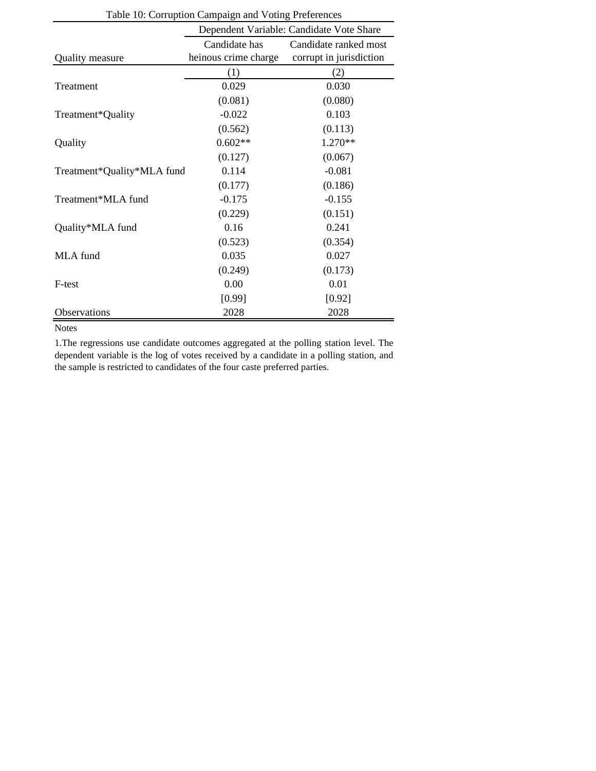Table 10: Corruption Campaign and Voting Preferences

| | Dependent Variable: Candidate Vote Share | |
|---|---|---|
| Quality measure | Candidate has heinous crime charge | Candidate ranked most corrupt in jurisdiction |
| | (1) | (2) |
| Treatment | 0.029 | 0.030 |
| | (0.081) | (0.080) |
| Treatment*Quality | -0.022 | 0.103 |
| | (0.562) | (0.113) |
| Quality | 0.602** | 1.270** |
| | (0.127) | (0.067) |
| Treatment*Quality*MLA fund | 0.114 | -0.081 |
| | (0.177) | (0.186) |
| Treatment*MLA fund | -0.175 | -0.155 |
| | (0.229) | (0.151) |
| Quality*MLA fund | 0.16 | 0.241 |
| | (0.523) | (0.354) |
| MLA fund | 0.035 | 0.027 |
| | (0.249) | (0.173) |
| F-test | 0.00 | 0.01 |
| | [0.99] | [0.92] |
| Observations | 2028 | 2028 |

Notes

1.The regressions use candidate outcomes aggregated at the polling station level. The dependent variable is the log of votes received by a candidate in a polling station, and the sample is restricted to candidates of the four caste preferred parties.